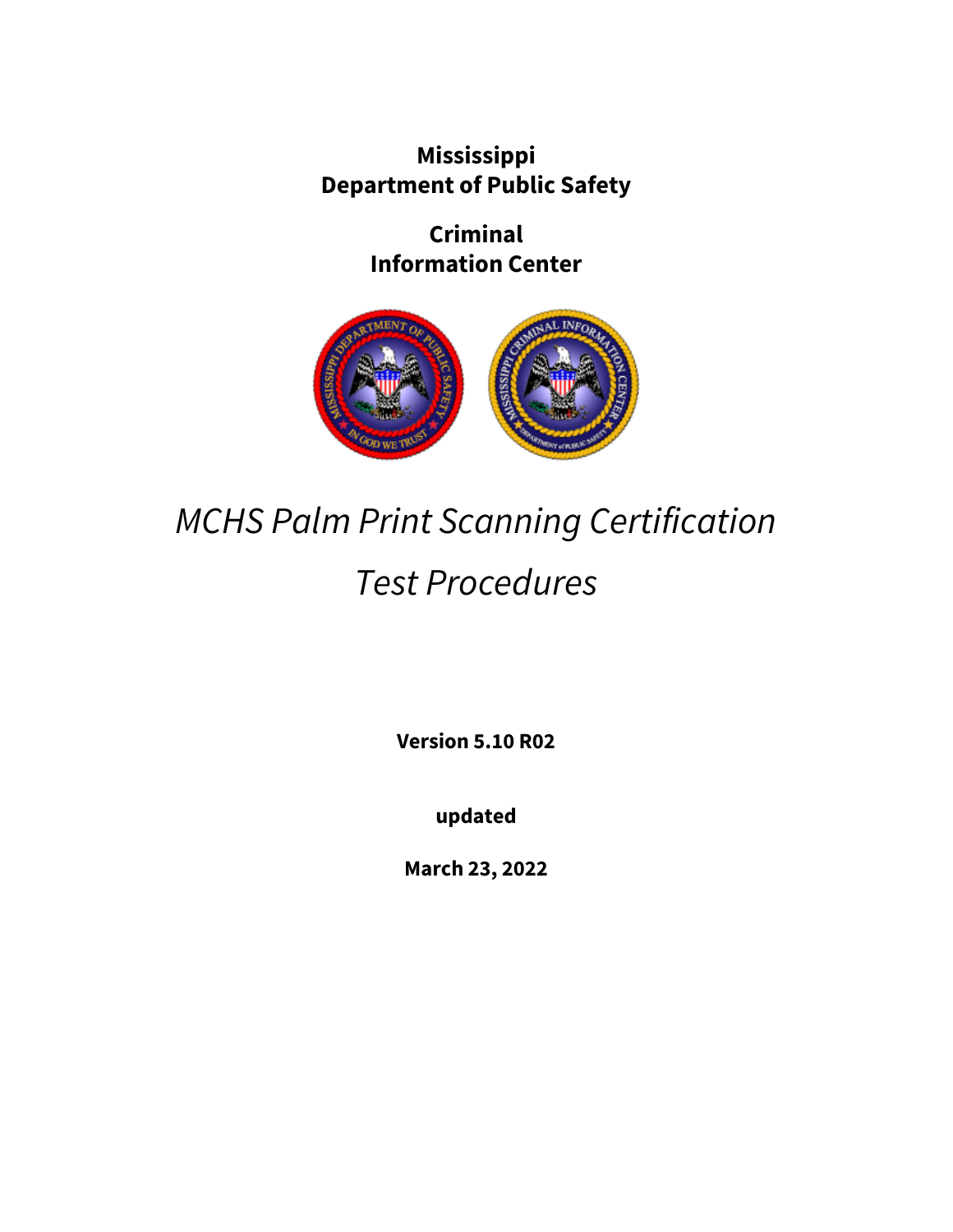**Mississippi**
**Department of Public Safety**

**Criminal**
**Information Center**

# *MCHS Palm Print Scanning Certification*

# *Test Procedures*

**Version 5.10 R02**

**updated**

**March 23, 2022**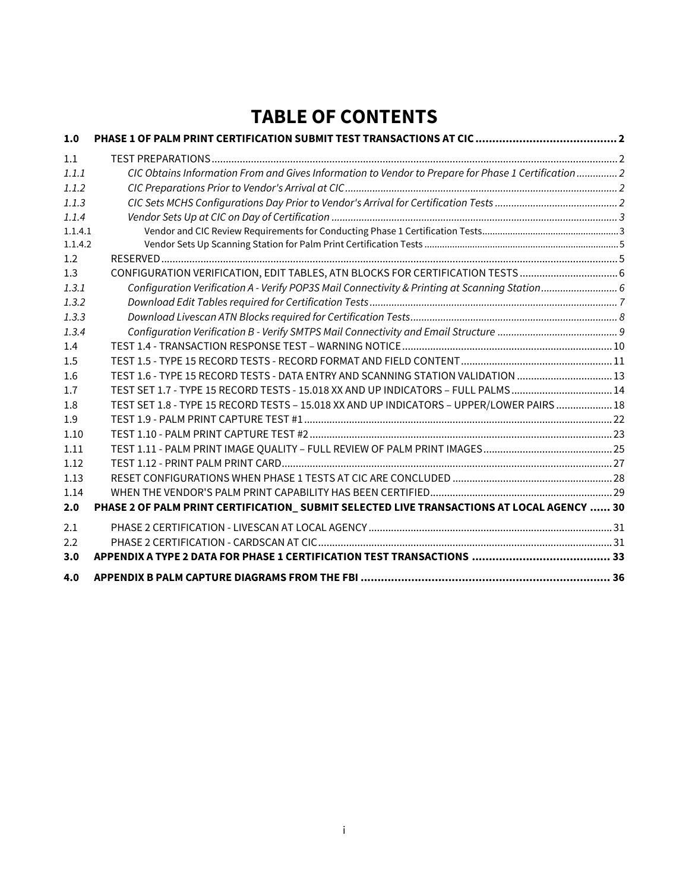# TABLE OF CONTENTS

**1.0 PHASE 1 OF PALM PRINT CERTIFICATION SUBMIT TEST TRANSACTIONS AT CIC .......... 2**

1.1 TEST PREPARATIONS .......... 2

*1.1.1 CIC Obtains Information From and Gives Information to Vendor to Prepare for Phase 1 Certification .......... 2*

*1.1.2 CIC Preparations Prior to Vendor's Arrival at CIC .......... 2*

*1.1.3 CIC Sets MCHS Configurations Day Prior to Vendor's Arrival for Certification Tests .......... 2*

*1.1.4 Vendor Sets Up at CIC on Day of Certification .......... 3*

1.1.4.1 Vendor and CIC Review Requirements for Conducting Phase 1 Certification Tests .......... 3

1.1.4.2 Vendor Sets Up Scanning Station for Palm Print Certification Tests .......... 5

1.2 RESERVED .......... 5

1.3 CONFIGURATION VERIFICATION, EDIT TABLES, ATN BLOCKS FOR CERTIFICATION TESTS .......... 6

*1.3.1 Configuration Verification A - Verify POP3S Mail Connectivity & Printing at Scanning Station .......... 6*

*1.3.2 Download Edit Tables required for Certification Tests .......... 7*

*1.3.3 Download Livescan ATN Blocks required for Certification Tests .......... 8*

*1.3.4 Configuration Verification B - Verify SMTPS Mail Connectivity and Email Structure .......... 9*

1.4 TEST 1.4 - TRANSACTION RESPONSE TEST – WARNING NOTICE .......... 10

1.5 TEST 1.5 - TYPE 15 RECORD TESTS - RECORD FORMAT AND FIELD CONTENT .......... 11

1.6 TEST 1.6 - TYPE 15 RECORD TESTS - DATA ENTRY AND SCANNING STATION VALIDATION .......... 13

1.7 TEST SET 1.7 - TYPE 15 RECORD TESTS - 15.018 XX AND UP INDICATORS – FULL PALMS .......... 14

1.8 TEST SET 1.8 - TYPE 15 RECORD TESTS – 15.018 XX AND UP INDICATORS – UPPER/LOWER PAIRS .......... 18

1.9 TEST 1.9 - PALM PRINT CAPTURE TEST #1 .......... 22

1.10 TEST 1.10 - PALM PRINT CAPTURE TEST #2 .......... 23

1.11 TEST 1.11 - PALM PRINT IMAGE QUALITY – FULL REVIEW OF PALM PRINT IMAGES .......... 25

1.12 TEST 1.12 - PRINT PALM PRINT CARD .......... 27

1.13 RESET CONFIGURATIONS WHEN PHASE 1 TESTS AT CIC ARE CONCLUDED .......... 28

1.14 WHEN THE VENDOR'S PALM PRINT CAPABILITY HAS BEEN CERTIFIED .......... 29

**2.0 PHASE 2 OF PALM PRINT CERTIFICATION_ SUBMIT SELECTED LIVE TRANSACTIONS AT LOCAL AGENCY .......... 30**

2.1 PHASE 2 CERTIFICATION - LIVESCAN AT LOCAL AGENCY .......... 31

2.2 PHASE 2 CERTIFICATION - CARDSCAN AT CIC .......... 31

**3.0 APPENDIX A TYPE 2 DATA FOR PHASE 1 CERTIFICATION TEST TRANSACTIONS .......... 33**

**4.0 APPENDIX B PALM CAPTURE DIAGRAMS FROM THE FBI .......... 36**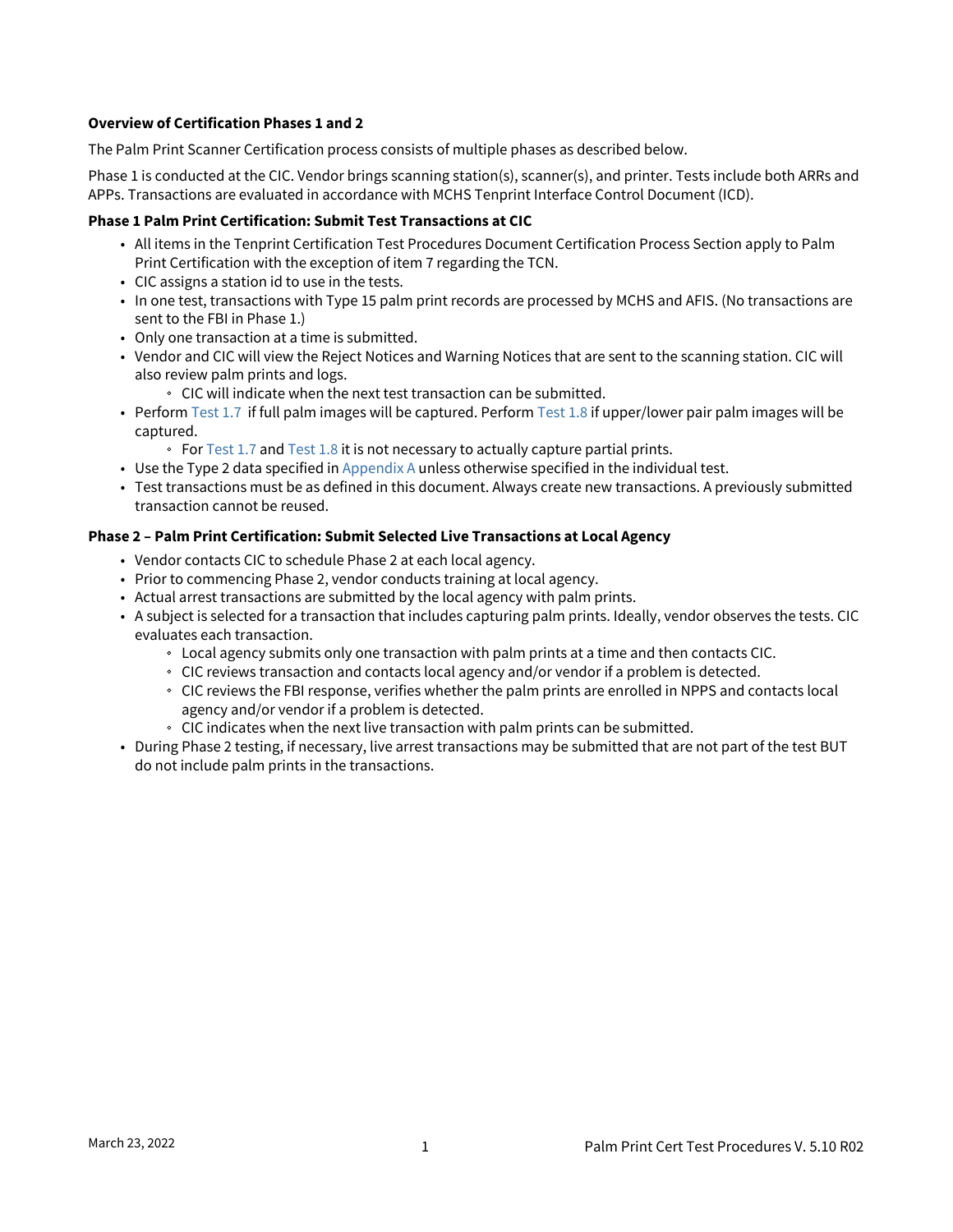**Overview of Certification Phases 1 and 2**

The Palm Print Scanner Certification process consists of multiple phases as described below.

Phase 1 is conducted at the CIC. Vendor brings scanning station(s), scanner(s), and printer. Tests include both ARRs and APPs. Transactions are evaluated in accordance with MCHS Tenprint Interface Control Document (ICD).

**Phase 1 Palm Print Certification: Submit Test Transactions at CIC**

- All items in the Tenprint Certification Test Procedures Document Certification Process Section apply to Palm Print Certification with the exception of item 7 regarding the TCN.
- CIC assigns a station id to use in the tests.
- In one test, transactions with Type 15 palm print records are processed by MCHS and AFIS. (No transactions are sent to the FBI in Phase 1.)
- Only one transaction at a time is submitted.
- Vendor and CIC will view the Reject Notices and Warning Notices that are sent to the scanning station. CIC will also review palm prints and logs.
  - CIC will indicate when the next test transaction can be submitted.
- Perform Test 1.7 if full palm images will be captured. Perform Test 1.8 if upper/lower pair palm images will be captured.
  - For Test 1.7 and Test 1.8 it is not necessary to actually capture partial prints.
- Use the Type 2 data specified in Appendix A unless otherwise specified in the individual test.
- Test transactions must be as defined in this document. Always create new transactions. A previously submitted transaction cannot be reused.

**Phase 2 – Palm Print Certification: Submit Selected Live Transactions at Local Agency**

- Vendor contacts CIC to schedule Phase 2 at each local agency.
- Prior to commencing Phase 2, vendor conducts training at local agency.
- Actual arrest transactions are submitted by the local agency with palm prints.
- A subject is selected for a transaction that includes capturing palm prints. Ideally, vendor observes the tests. CIC evaluates each transaction.
  - Local agency submits only one transaction with palm prints at a time and then contacts CIC.
  - CIC reviews transaction and contacts local agency and/or vendor if a problem is detected.
  - CIC reviews the FBI response, verifies whether the palm prints are enrolled in NPPS and contacts local agency and/or vendor if a problem is detected.
  - CIC indicates when the next live transaction with palm prints can be submitted.
- During Phase 2 testing, if necessary, live arrest transactions may be submitted that are not part of the test BUT do not include palm prints in the transactions.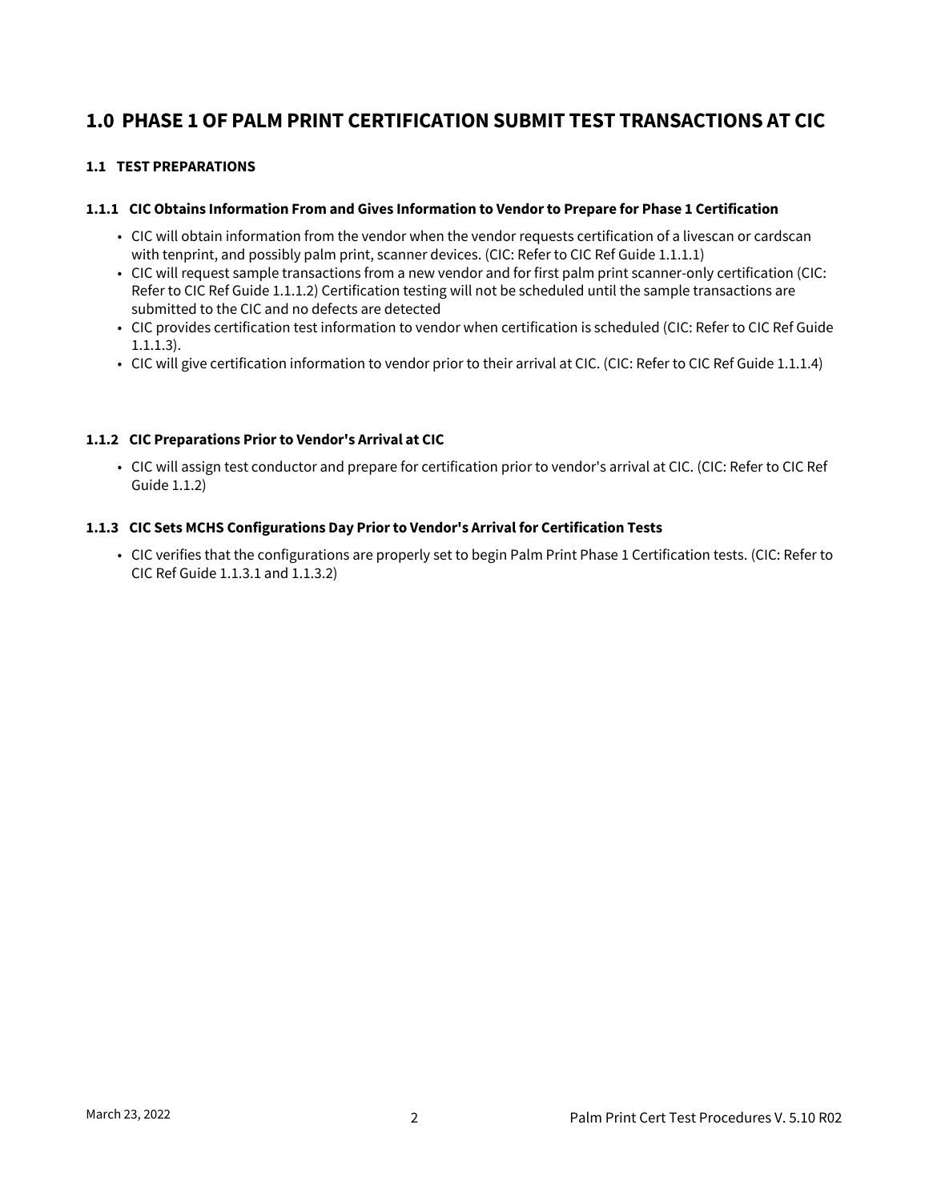# 1.0 PHASE 1 OF PALM PRINT CERTIFICATION SUBMIT TEST TRANSACTIONS AT CIC

## 1.1 TEST PREPARATIONS

### 1.1.1 CIC Obtains Information From and Gives Information to Vendor to Prepare for Phase 1 Certification

- CIC will obtain information from the vendor when the vendor requests certification of a livescan or cardscan with tenprint, and possibly palm print, scanner devices. (CIC: Refer to CIC Ref Guide 1.1.1.1)
- CIC will request sample transactions from a new vendor and for first palm print scanner-only certification (CIC: Refer to CIC Ref Guide 1.1.1.2) Certification testing will not be scheduled until the sample transactions are submitted to the CIC and no defects are detected
- CIC provides certification test information to vendor when certification is scheduled (CIC: Refer to CIC Ref Guide 1.1.1.3).
- CIC will give certification information to vendor prior to their arrival at CIC. (CIC: Refer to CIC Ref Guide 1.1.1.4)

### 1.1.2 CIC Preparations Prior to Vendor's Arrival at CIC

- CIC will assign test conductor and prepare for certification prior to vendor's arrival at CIC. (CIC: Refer to CIC Ref Guide 1.1.2)

### 1.1.3 CIC Sets MCHS Configurations Day Prior to Vendor's Arrival for Certification Tests

- CIC verifies that the configurations are properly set to begin Palm Print Phase 1 Certification tests. (CIC: Refer to CIC Ref Guide 1.1.3.1 and 1.1.3.2)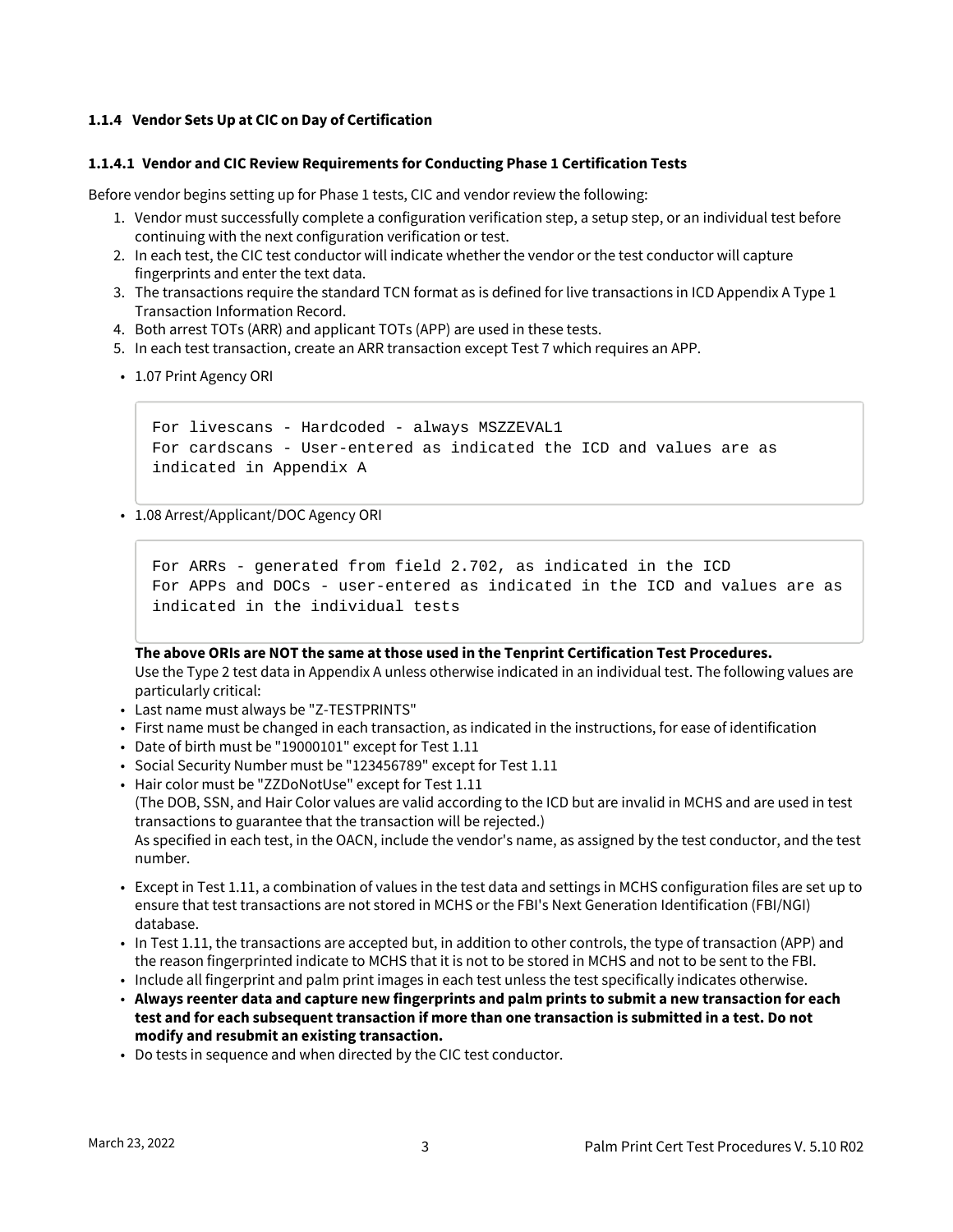### 1.1.4 Vendor Sets Up at CIC on Day of Certification

#### 1.1.4.1 Vendor and CIC Review Requirements for Conducting Phase 1 Certification Tests

Before vendor begins setting up for Phase 1 tests, CIC and vendor review the following:

1. Vendor must successfully complete a configuration verification step, a setup step, or an individual test before continuing with the next configuration verification or test.
2. In each test, the CIC test conductor will indicate whether the vendor or the test conductor will capture fingerprints and enter the text data.
3. The transactions require the standard TCN format as is defined for live transactions in ICD Appendix A Type 1 Transaction Information Record.
4. Both arrest TOTs (ARR) and applicant TOTs (APP) are used in these tests.
5. In each test transaction, create an ARR transaction except Test 7 which requires an APP.

- 1.07 Print Agency ORI

```
For livescans - Hardcoded - always MSZZEVAL1
For cardscans - User-entered as indicated the ICD and values are as
indicated in Appendix A
```

- 1.08 Arrest/Applicant/DOC Agency ORI

```
For ARRs - generated from field 2.702, as indicated in the ICD
For APPs and DOCs - user-entered as indicated in the ICD and values are as
indicated in the individual tests
```

**The above ORIs are NOT the same at those used in the Tenprint Certification Test Procedures.**
Use the Type 2 test data in Appendix A unless otherwise indicated in an individual test. The following values are particularly critical:

- Last name must always be "Z-TESTPRINTS"
- First name must be changed in each transaction, as indicated in the instructions, for ease of identification
- Date of birth must be "19000101" except for Test 1.11
- Social Security Number must be "123456789" except for Test 1.11
- Hair color must be "ZZDoNotUse" except for Test 1.11
  (The DOB, SSN, and Hair Color values are valid according to the ICD but are invalid in MCHS and are used in test transactions to guarantee that the transaction will be rejected.)
  As specified in each test, in the OACN, include the vendor's name, as assigned by the test conductor, and the test number.
- Except in Test 1.11, a combination of values in the test data and settings in MCHS configuration files are set up to ensure that test transactions are not stored in MCHS or the FBI's Next Generation Identification (FBI/NGI) database.
- In Test 1.11, the transactions are accepted but, in addition to other controls, the type of transaction (APP) and the reason fingerprinted indicate to MCHS that it is not to be stored in MCHS and not to be sent to the FBI.
- Include all fingerprint and palm print images in each test unless the test specifically indicates otherwise.
- **Always reenter data and capture new fingerprints and palm prints to submit a new transaction for each test and for each subsequent transaction if more than one transaction is submitted in a test. Do not modify and resubmit an existing transaction.**
- Do tests in sequence and when directed by the CIC test conductor.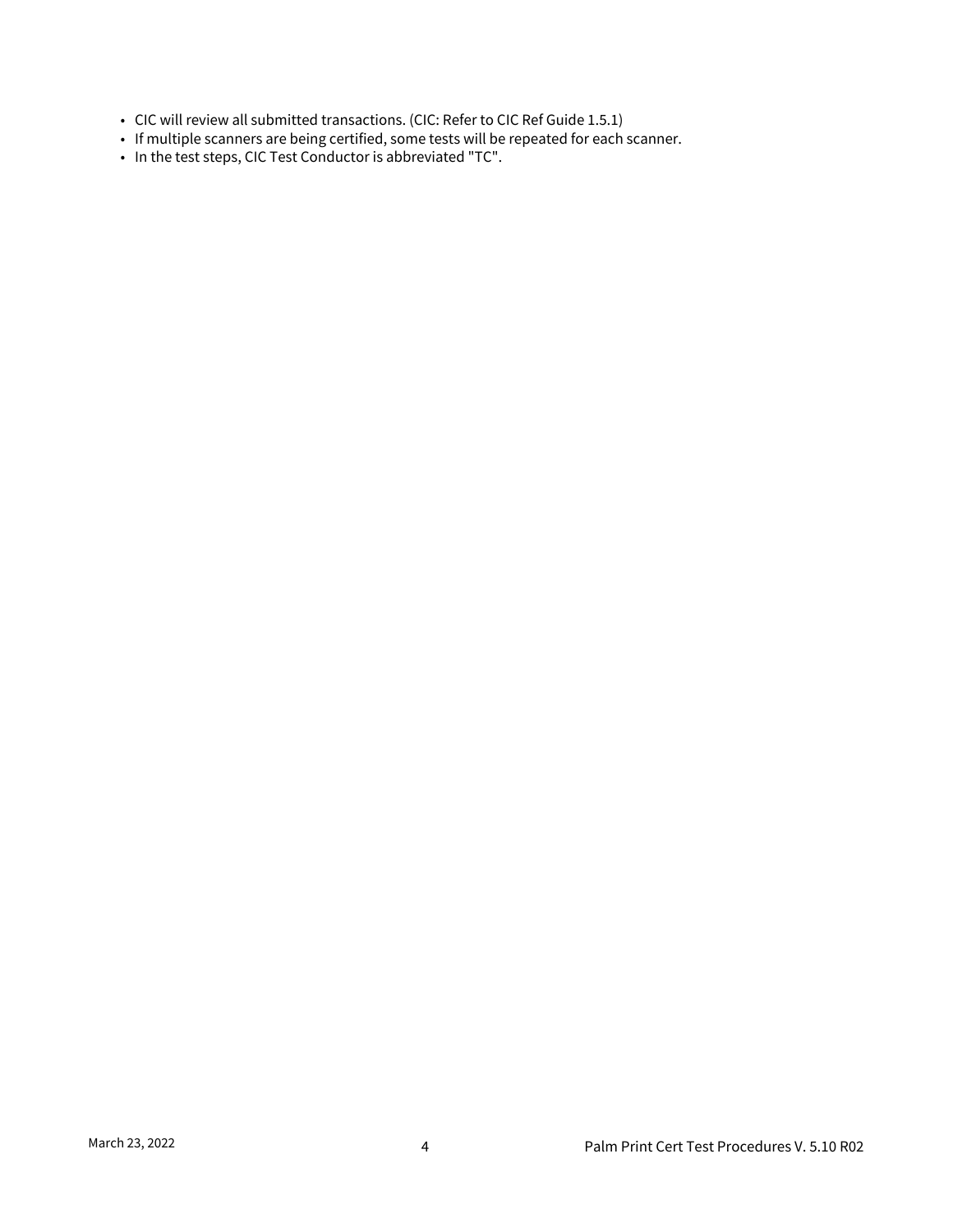- CIC will review all submitted transactions. (CIC: Refer to CIC Ref Guide 1.5.1)
- If multiple scanners are being certified, some tests will be repeated for each scanner.
- In the test steps, CIC Test Conductor is abbreviated "TC".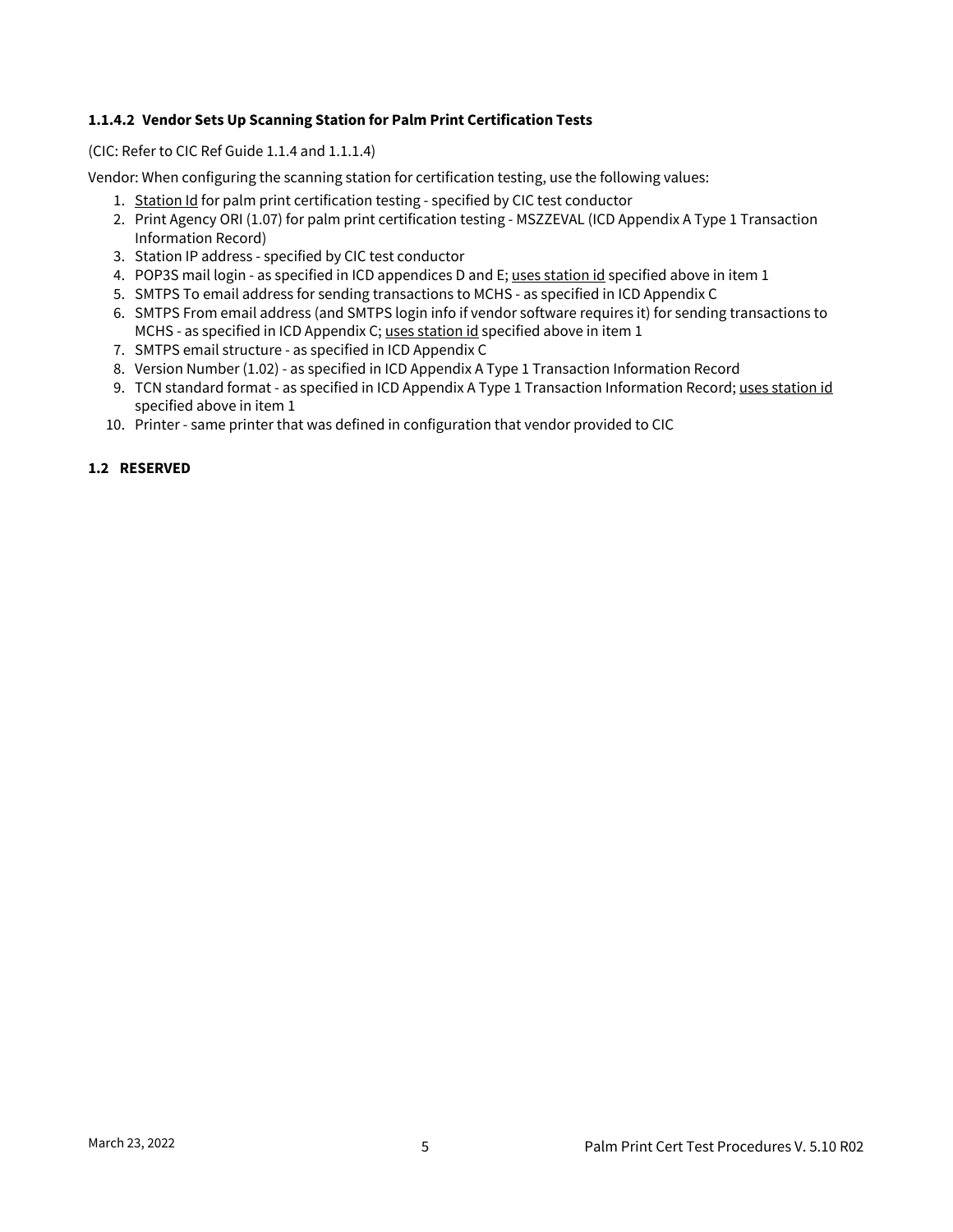#### 1.1.4.2 Vendor Sets Up Scanning Station for Palm Print Certification Tests

(CIC: Refer to CIC Ref Guide 1.1.4 and 1.1.1.4)

Vendor: When configuring the scanning station for certification testing, use the following values:

1. Station Id for palm print certification testing - specified by CIC test conductor
2. Print Agency ORI (1.07) for palm print certification testing - MSZZEVAL (ICD Appendix A Type 1 Transaction Information Record)
3. Station IP address - specified by CIC test conductor
4. POP3S mail login - as specified in ICD appendices D and E; uses station id specified above in item 1
5. SMTPS To email address for sending transactions to MCHS - as specified in ICD Appendix C
6. SMTPS From email address (and SMTPS login info if vendor software requires it) for sending transactions to MCHS - as specified in ICD Appendix C; uses station id specified above in item 1
7. SMTPS email structure - as specified in ICD Appendix C
8. Version Number (1.02) - as specified in ICD Appendix A Type 1 Transaction Information Record
9. TCN standard format - as specified in ICD Appendix A Type 1 Transaction Information Record; uses station id specified above in item 1
10. Printer - same printer that was defined in configuration that vendor provided to CIC

### 1.2 RESERVED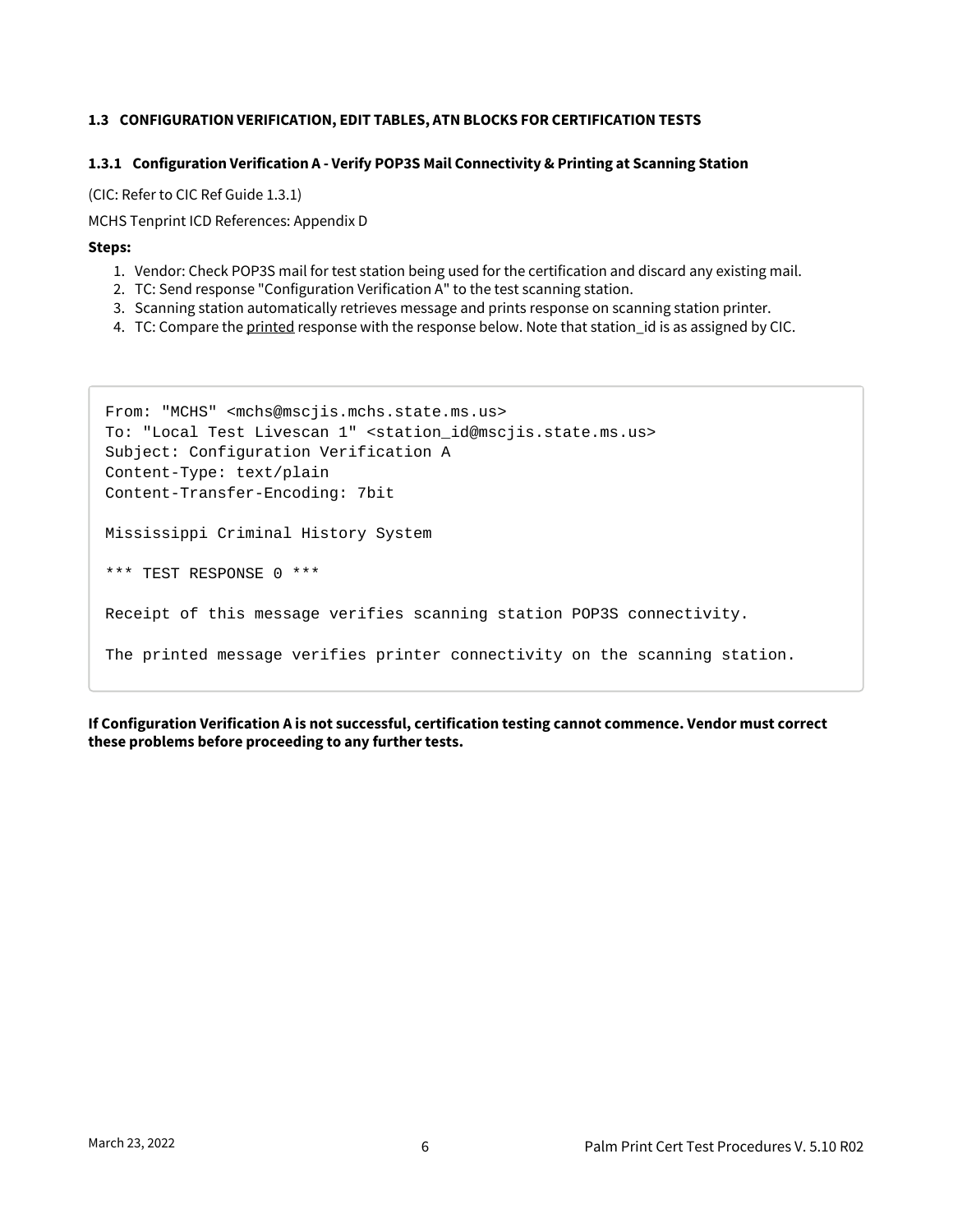### 1.3 CONFIGURATION VERIFICATION, EDIT TABLES, ATN BLOCKS FOR CERTIFICATION TESTS

#### 1.3.1 Configuration Verification A - Verify POP3S Mail Connectivity & Printing at Scanning Station

(CIC: Refer to CIC Ref Guide 1.3.1)

MCHS Tenprint ICD References: Appendix D

**Steps:**

1. Vendor: Check POP3S mail for test station being used for the certification and discard any existing mail.
2. TC: Send response "Configuration Verification A" to the test scanning station.
3. Scanning station automatically retrieves message and prints response on scanning station printer.
4. TC: Compare the printed response with the response below. Note that station_id is as assigned by CIC.

```
From: "MCHS" <mchs@mscjis.mchs.state.ms.us>
To: "Local Test Livescan 1" <station_id@mscjis.state.ms.us>
Subject: Configuration Verification A
Content-Type: text/plain
Content-Transfer-Encoding: 7bit

Mississippi Criminal History System

*** TEST RESPONSE 0 ***

Receipt of this message verifies scanning station POP3S connectivity.

The printed message verifies printer connectivity on the scanning station.
```

**If Configuration Verification A is not successful, certification testing cannot commence. Vendor must correct these problems before proceeding to any further tests.**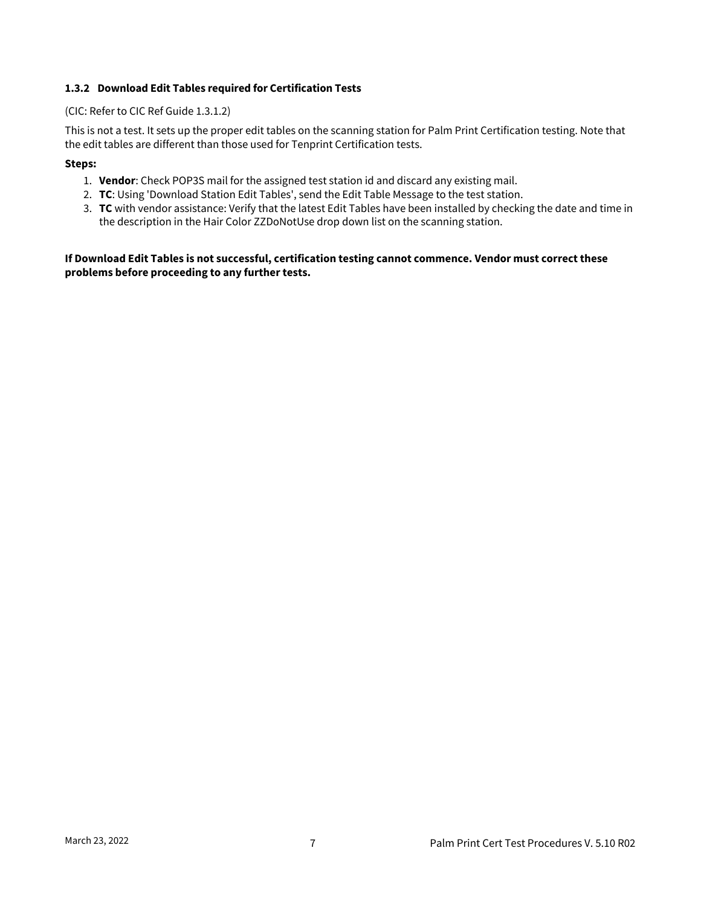### 1.3.2 Download Edit Tables required for Certification Tests

(CIC: Refer to CIC Ref Guide 1.3.1.2)

This is not a test. It sets up the proper edit tables on the scanning station for Palm Print Certification testing. Note that the edit tables are different than those used for Tenprint Certification tests.

**Steps:**

1. **Vendor**: Check POP3S mail for the assigned test station id and discard any existing mail.
2. **TC**: Using 'Download Station Edit Tables', send the Edit Table Message to the test station.
3. **TC** with vendor assistance: Verify that the latest Edit Tables have been installed by checking the date and time in the description in the Hair Color ZZDoNotUse drop down list on the scanning station.

**If Download Edit Tables is not successful, certification testing cannot commence. Vendor must correct these problems before proceeding to any further tests.**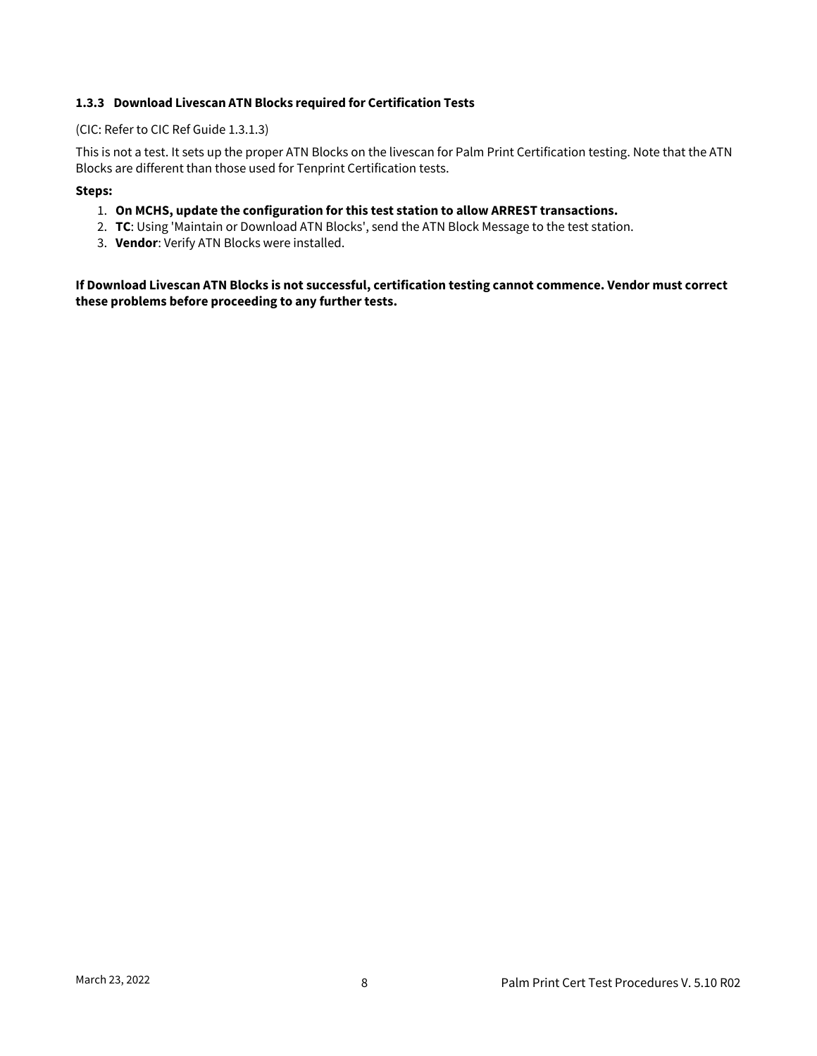### 1.3.3 Download Livescan ATN Blocks required for Certification Tests

(CIC: Refer to CIC Ref Guide 1.3.1.3)

This is not a test. It sets up the proper ATN Blocks on the livescan for Palm Print Certification testing. Note that the ATN Blocks are different than those used for Tenprint Certification tests.

**Steps:**

1. **On MCHS, update the configuration for this test station to allow ARREST transactions.**
2. **TC**: Using 'Maintain or Download ATN Blocks', send the ATN Block Message to the test station.
3. **Vendor**: Verify ATN Blocks were installed.

**If Download Livescan ATN Blocks is not successful, certification testing cannot commence. Vendor must correct these problems before proceeding to any further tests.**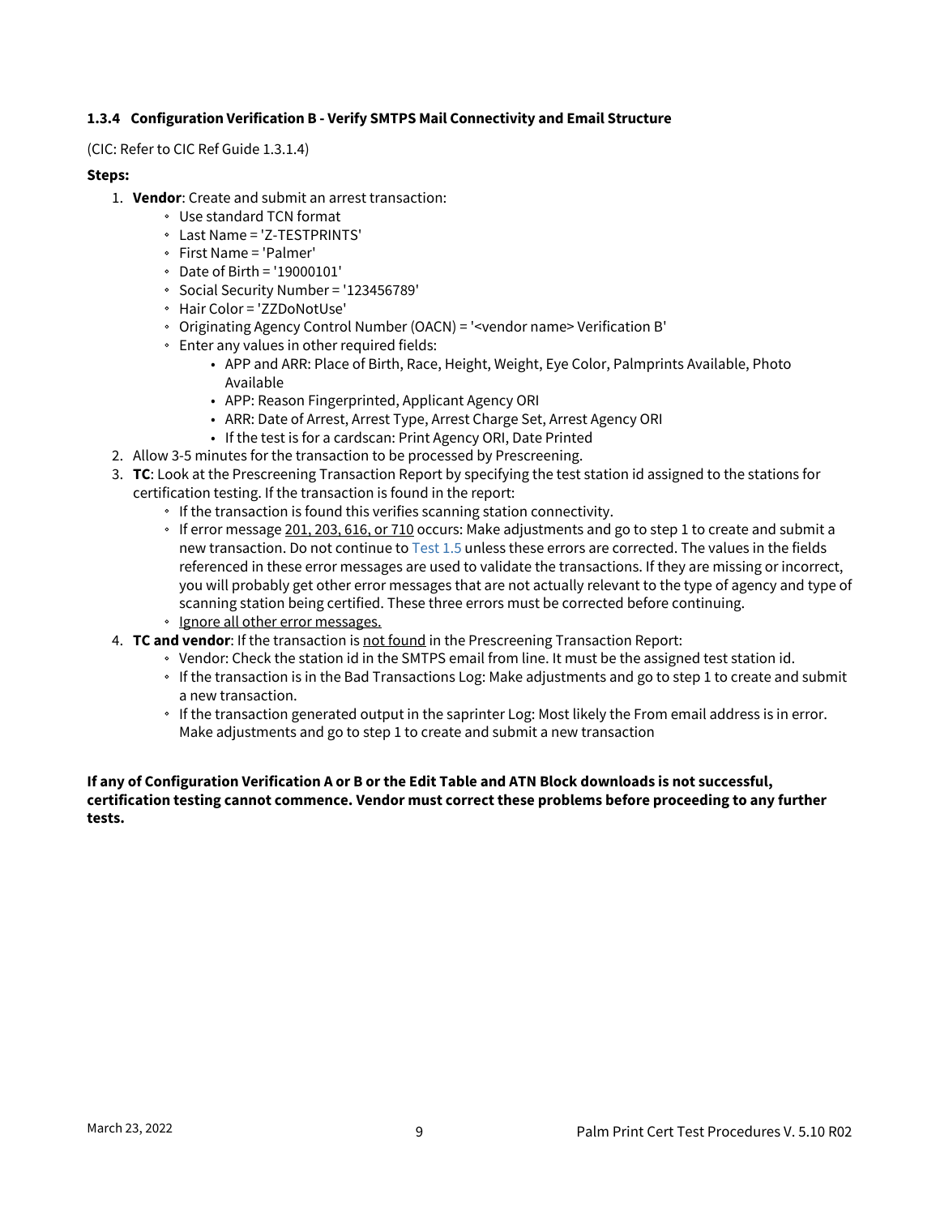### 1.3.4 Configuration Verification B - Verify SMTPS Mail Connectivity and Email Structure

(CIC: Refer to CIC Ref Guide 1.3.1.4)

**Steps:**

1. **Vendor**: Create and submit an arrest transaction:
    - Use standard TCN format
    - Last Name = 'Z-TESTPRINTS'
    - First Name = 'Palmer'
    - Date of Birth = '19000101'
    - Social Security Number = '123456789'
    - Hair Color = 'ZZDoNotUse'
    - Originating Agency Control Number (OACN) = '<vendor name> Verification B'
    - Enter any values in other required fields:
        - APP and ARR: Place of Birth, Race, Height, Weight, Eye Color, Palmprints Available, Photo Available
        - APP: Reason Fingerprinted, Applicant Agency ORI
        - ARR: Date of Arrest, Arrest Type, Arrest Charge Set, Arrest Agency ORI
        - If the test is for a cardscan: Print Agency ORI, Date Printed
2. Allow 3-5 minutes for the transaction to be processed by Prescreening.
3. **TC**: Look at the Prescreening Transaction Report by specifying the test station id assigned to the stations for certification testing. If the transaction is found in the report:
    - If the transaction is found this verifies scanning station connectivity.
    - If error message 201, 203, 616, or 710 occurs: Make adjustments and go to step 1 to create and submit a new transaction. Do not continue to Test 1.5 unless these errors are corrected. The values in the fields referenced in these error messages are used to validate the transactions. If they are missing or incorrect, you will probably get other error messages that are not actually relevant to the type of agency and type of scanning station being certified. These three errors must be corrected before continuing.
    - Ignore all other error messages.
4. **TC and vendor**: If the transaction is not found in the Prescreening Transaction Report:
    - Vendor: Check the station id in the SMTPS email from line. It must be the assigned test station id.
    - If the transaction is in the Bad Transactions Log: Make adjustments and go to step 1 to create and submit a new transaction.
    - If the transaction generated output in the saprinter Log: Most likely the From email address is in error. Make adjustments and go to step 1 to create and submit a new transaction

**If any of Configuration Verification A or B or the Edit Table and ATN Block downloads is not successful, certification testing cannot commence. Vendor must correct these problems before proceeding to any further tests.**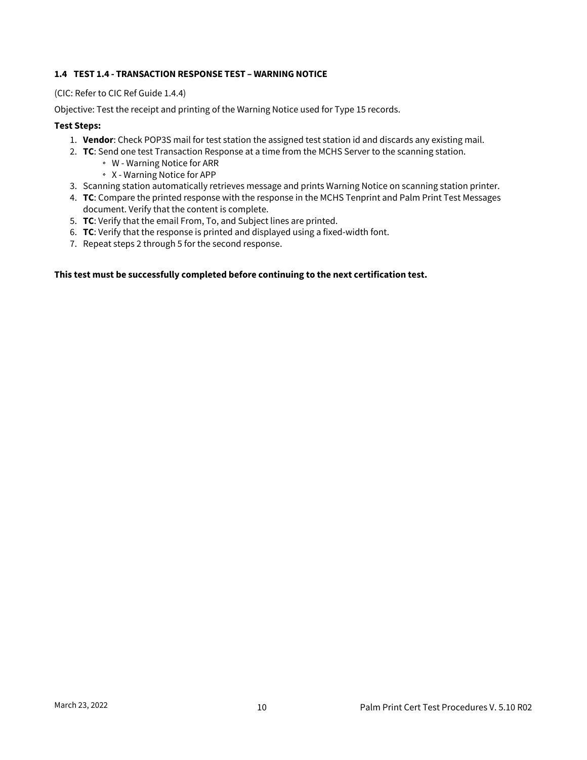### 1.4 TEST 1.4 - TRANSACTION RESPONSE TEST – WARNING NOTICE

(CIC: Refer to CIC Ref Guide 1.4.4)

Objective: Test the receipt and printing of the Warning Notice used for Type 15 records.

**Test Steps:**

1. **Vendor**: Check POP3S mail for test station the assigned test station id and discards any existing mail.
2. **TC**: Send one test Transaction Response at a time from the MCHS Server to the scanning station.
    - W - Warning Notice for ARR
    - X - Warning Notice for APP
3. Scanning station automatically retrieves message and prints Warning Notice on scanning station printer.
4. **TC**: Compare the printed response with the response in the MCHS Tenprint and Palm Print Test Messages document. Verify that the content is complete.
5. **TC**: Verify that the email From, To, and Subject lines are printed.
6. **TC**: Verify that the response is printed and displayed using a fixed-width font.
7. Repeat steps 2 through 5 for the second response.

**This test must be successfully completed before continuing to the next certification test.**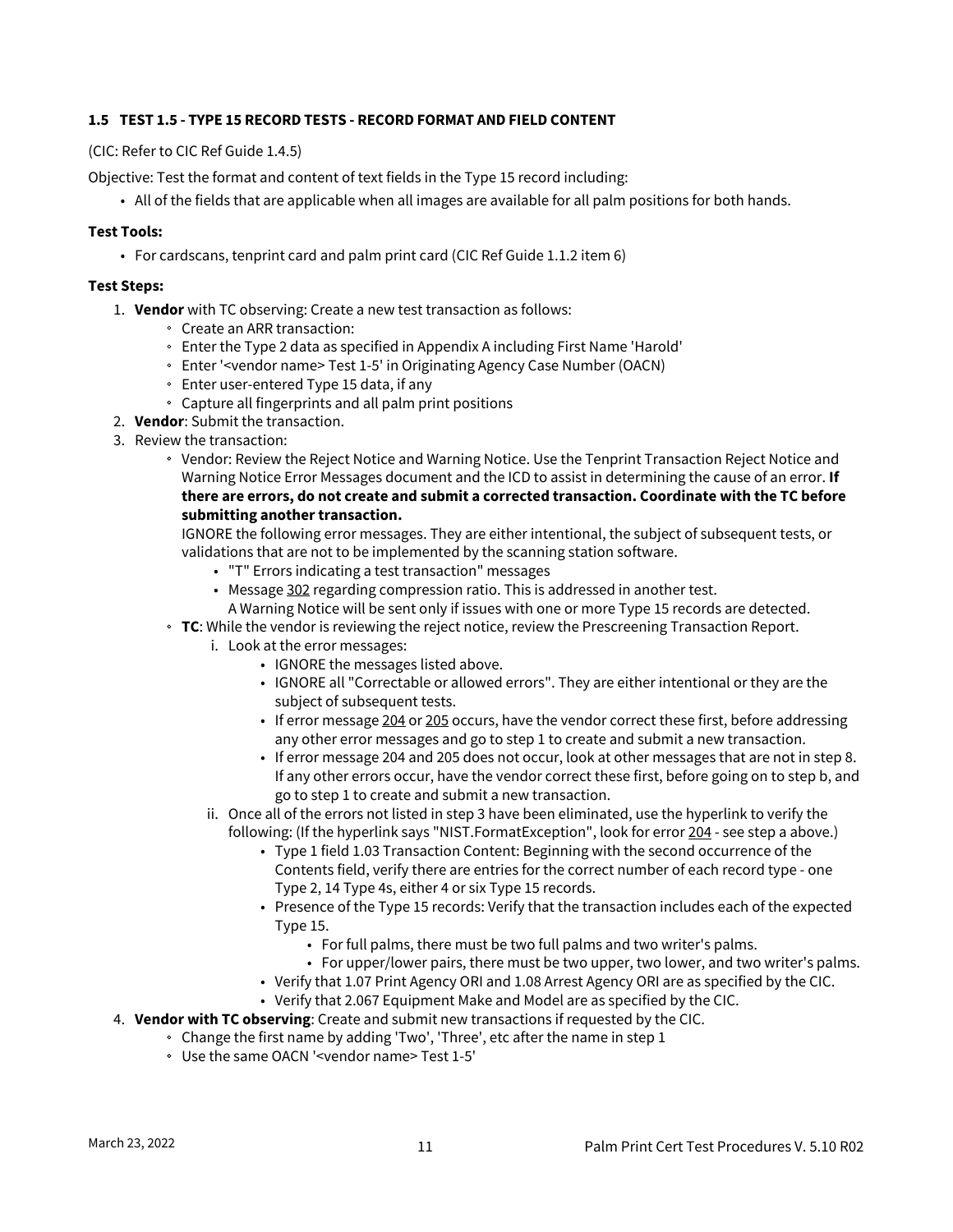### 1.5 TEST 1.5 - TYPE 15 RECORD TESTS - RECORD FORMAT AND FIELD CONTENT

(CIC: Refer to CIC Ref Guide 1.4.5)

Objective: Test the format and content of text fields in the Type 15 record including:

- All of the fields that are applicable when all images are available for all palm positions for both hands.

**Test Tools:**

- For cardscans, tenprint card and palm print card (CIC Ref Guide 1.1.2 item 6)

**Test Steps:**

1. **Vendor** with TC observing: Create a new test transaction as follows:
   - Create an ARR transaction:
   - Enter the Type 2 data as specified in Appendix A including First Name 'Harold'
   - Enter '<vendor name> Test 1-5' in Originating Agency Case Number (OACN)
   - Enter user-entered Type 15 data, if any
   - Capture all fingerprints and all palm print positions
2. **Vendor**: Submit the transaction.
3. Review the transaction:
   - Vendor: Review the Reject Notice and Warning Notice. Use the Tenprint Transaction Reject Notice and Warning Notice Error Messages document and the ICD to assist in determining the cause of an error. **If there are errors, do not create and submit a corrected transaction. Coordinate with the TC before submitting another transaction.**
     IGNORE the following error messages. They are either intentional, the subject of subsequent tests, or validations that are not to be implemented by the scanning station software.
     - "T" Errors indicating a test transaction" messages
     - Message 302 regarding compression ratio. This is addressed in another test.
       A Warning Notice will be sent only if issues with one or more Type 15 records are detected.
   - **TC**: While the vendor is reviewing the reject notice, review the Prescreening Transaction Report.
     1. Look at the error messages:
        - IGNORE the messages listed above.
        - IGNORE all "Correctable or allowed errors". They are either intentional or they are the subject of subsequent tests.
        - If error message 204 or 205 occurs, have the vendor correct these first, before addressing any other error messages and go to step 1 to create and submit a new transaction.
        - If error message 204 and 205 does not occur, look at other messages that are not in step 8. If any other errors occur, have the vendor correct these first, before going on to step b, and go to step 1 to create and submit a new transaction.
     2. Once all of the errors not listed in step 3 have been eliminated, use the hyperlink to verify the following: (If the hyperlink says "NIST.FormatException", look for error 204 - see step a above.)
        - Type 1 field 1.03 Transaction Content: Beginning with the second occurrence of the Contents field, verify there are entries for the correct number of each record type - one Type 2, 14 Type 4s, either 4 or six Type 15 records.
        - Presence of the Type 15 records: Verify that the transaction includes each of the expected Type 15.
          - For full palms, there must be two full palms and two writer's palms.
          - For upper/lower pairs, there must be two upper, two lower, and two writer's palms.
        - Verify that 1.07 Print Agency ORI and 1.08 Arrest Agency ORI are as specified by the CIC.
        - Verify that 2.067 Equipment Make and Model are as specified by the CIC.
4. **Vendor with TC observing**: Create and submit new transactions if requested by the CIC.
   - Change the first name by adding 'Two', 'Three', etc after the name in step 1
   - Use the same OACN '<vendor name> Test 1-5'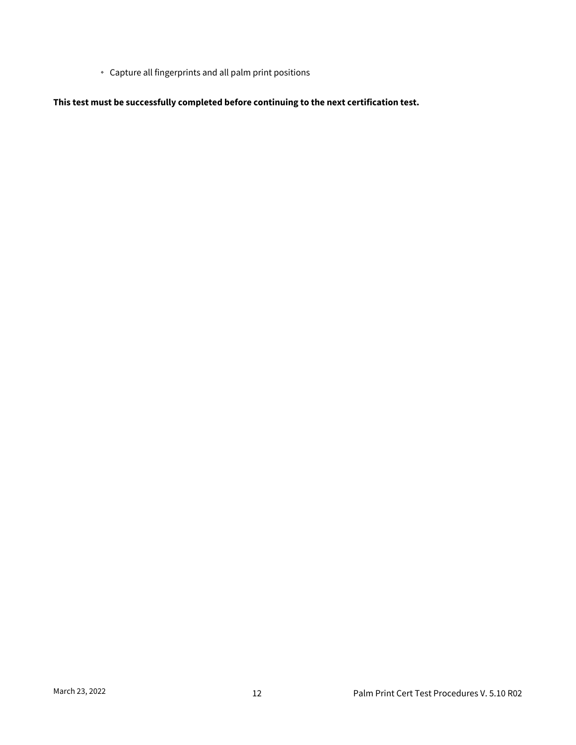- Capture all fingerprints and all palm print positions

**This test must be successfully completed before continuing to the next certification test.**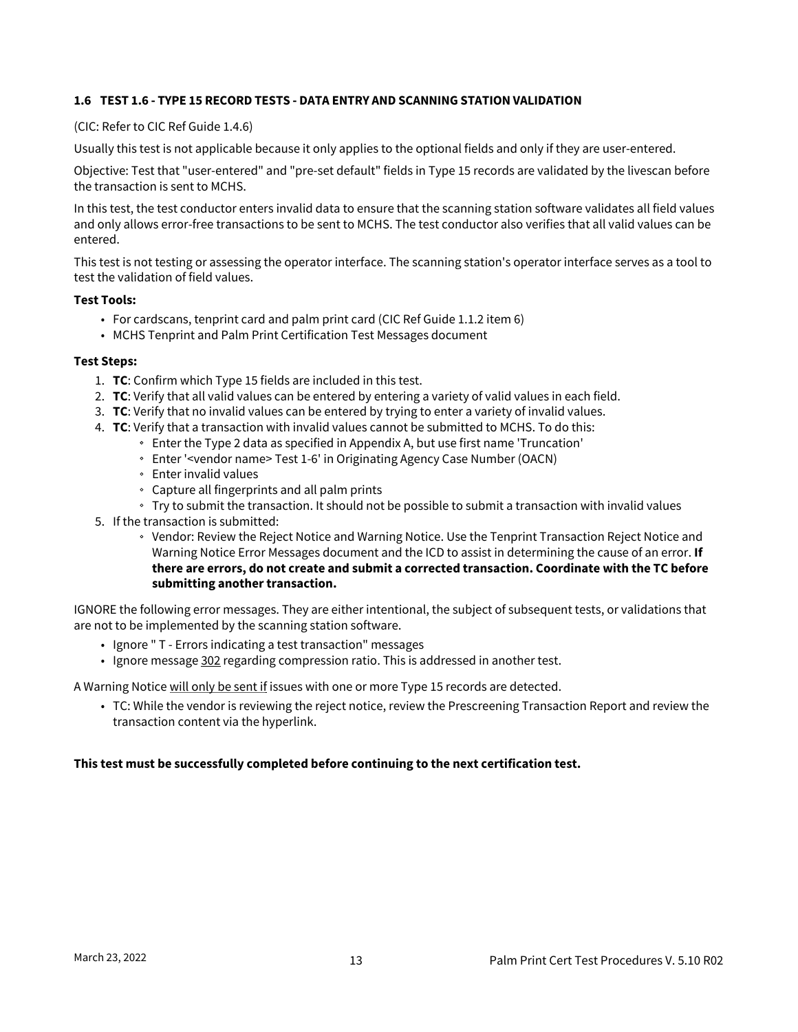### 1.6 TEST 1.6 - TYPE 15 RECORD TESTS - DATA ENTRY AND SCANNING STATION VALIDATION

(CIC: Refer to CIC Ref Guide 1.4.6)

Usually this test is not applicable because it only applies to the optional fields and only if they are user-entered.

Objective: Test that "user-entered" and "pre-set default" fields in Type 15 records are validated by the livescan before the transaction is sent to MCHS.

In this test, the test conductor enters invalid data to ensure that the scanning station software validates all field values and only allows error-free transactions to be sent to MCHS. The test conductor also verifies that all valid values can be entered.

This test is not testing or assessing the operator interface. The scanning station's operator interface serves as a tool to test the validation of field values.

**Test Tools:**

- For cardscans, tenprint card and palm print card (CIC Ref Guide 1.1.2 item 6)
- MCHS Tenprint and Palm Print Certification Test Messages document

**Test Steps:**

1. **TC**: Confirm which Type 15 fields are included in this test.
2. **TC**: Verify that all valid values can be entered by entering a variety of valid values in each field.
3. **TC**: Verify that no invalid values can be entered by trying to enter a variety of invalid values.
4. **TC**: Verify that a transaction with invalid values cannot be submitted to MCHS. To do this:
   - Enter the Type 2 data as specified in Appendix A, but use first name 'Truncation'
   - Enter '<vendor name> Test 1-6' in Originating Agency Case Number (OACN)
   - Enter invalid values
   - Capture all fingerprints and all palm prints
   - Try to submit the transaction. It should not be possible to submit a transaction with invalid values
5. If the transaction is submitted:
   - Vendor: Review the Reject Notice and Warning Notice. Use the Tenprint Transaction Reject Notice and Warning Notice Error Messages document and the ICD to assist in determining the cause of an error. **If there are errors, do not create and submit a corrected transaction. Coordinate with the TC before submitting another transaction.**

IGNORE the following error messages. They are either intentional, the subject of subsequent tests, or validations that are not to be implemented by the scanning station software.

- Ignore " T - Errors indicating a test transaction" messages
- Ignore message 302 regarding compression ratio. This is addressed in another test.

A Warning Notice will only be sent if issues with one or more Type 15 records are detected.

- TC: While the vendor is reviewing the reject notice, review the Prescreening Transaction Report and review the transaction content via the hyperlink.

**This test must be successfully completed before continuing to the next certification test.**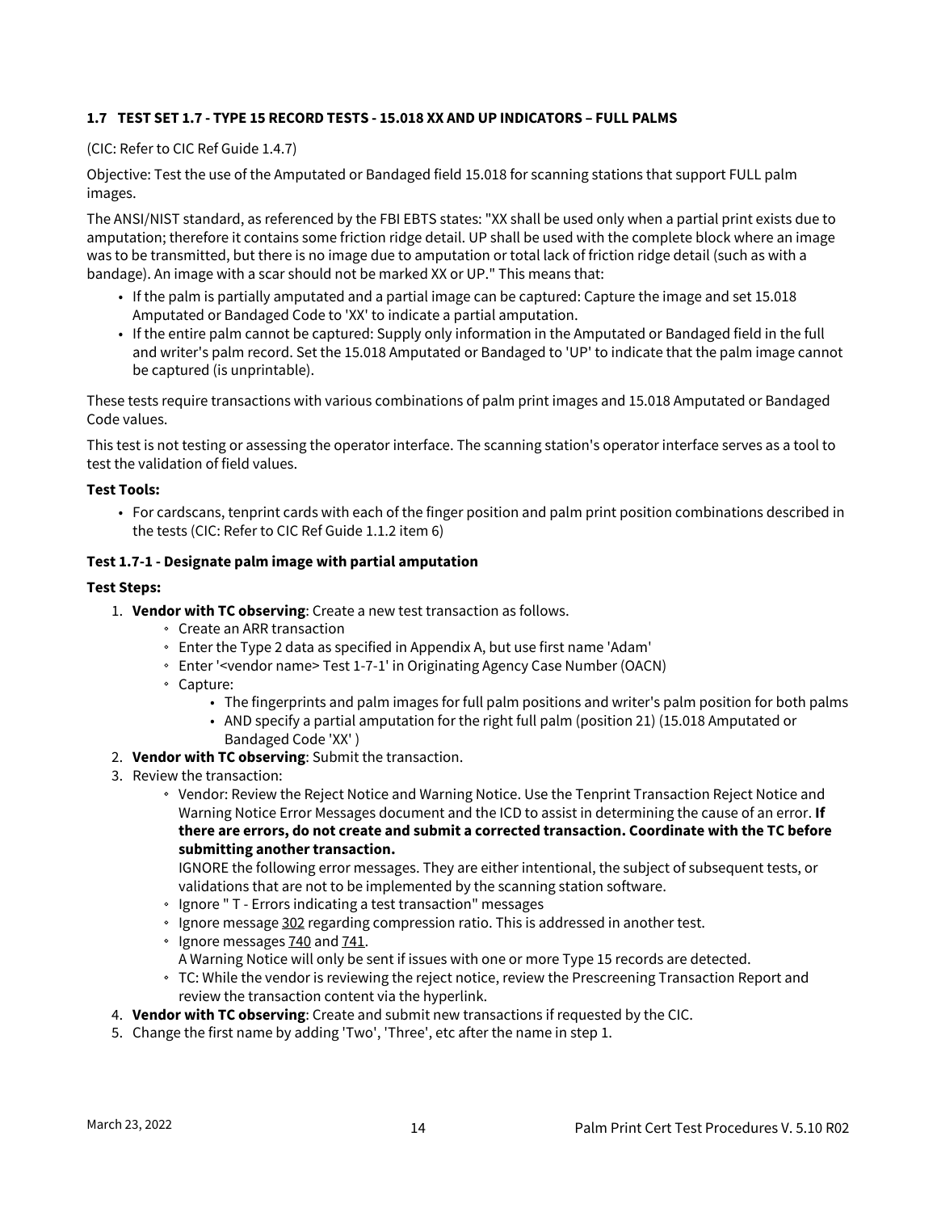### 1.7 TEST SET 1.7 - TYPE 15 RECORD TESTS - 15.018 XX AND UP INDICATORS – FULL PALMS

(CIC: Refer to CIC Ref Guide 1.4.7)

Objective: Test the use of the Amputated or Bandaged field 15.018 for scanning stations that support FULL palm images.

The ANSI/NIST standard, as referenced by the FBI EBTS states: "XX shall be used only when a partial print exists due to amputation; therefore it contains some friction ridge detail. UP shall be used with the complete block where an image was to be transmitted, but there is no image due to amputation or total lack of friction ridge detail (such as with a bandage). An image with a scar should not be marked XX or UP." This means that:

- If the palm is partially amputated and a partial image can be captured: Capture the image and set 15.018 Amputated or Bandaged Code to 'XX' to indicate a partial amputation.
- If the entire palm cannot be captured: Supply only information in the Amputated or Bandaged field in the full and writer's palm record. Set the 15.018 Amputated or Bandaged to 'UP' to indicate that the palm image cannot be captured (is unprintable).

These tests require transactions with various combinations of palm print images and 15.018 Amputated or Bandaged Code values.

This test is not testing or assessing the operator interface. The scanning station's operator interface serves as a tool to test the validation of field values.

**Test Tools:**

- For cardscans, tenprint cards with each of the finger position and palm print position combinations described in the tests (CIC: Refer to CIC Ref Guide 1.1.2 item 6)

**Test 1.7-1 - Designate palm image with partial amputation**

**Test Steps:**

1. **Vendor with TC observing**: Create a new test transaction as follows.
   - Create an ARR transaction
   - Enter the Type 2 data as specified in Appendix A, but use first name 'Adam'
   - Enter '<vendor name> Test 1-7-1' in Originating Agency Case Number (OACN)
   - Capture:
     - The fingerprints and palm images for full palm positions and writer's palm position for both palms
     - AND specify a partial amputation for the right full palm (position 21) (15.018 Amputated or Bandaged Code 'XX' )
2. **Vendor with TC observing**: Submit the transaction.
3. Review the transaction:
   - Vendor: Review the Reject Notice and Warning Notice. Use the Tenprint Transaction Reject Notice and Warning Notice Error Messages document and the ICD to assist in determining the cause of an error. **If there are errors, do not create and submit a corrected transaction. Coordinate with the TC before submitting another transaction.**
     IGNORE the following error messages. They are either intentional, the subject of subsequent tests, or validations that are not to be implemented by the scanning station software.
   - Ignore " T - Errors indicating a test transaction" messages
   - Ignore message 302 regarding compression ratio. This is addressed in another test.
   - Ignore messages 740 and 741.
     A Warning Notice will only be sent if issues with one or more Type 15 records are detected.
   - TC: While the vendor is reviewing the reject notice, review the Prescreening Transaction Report and review the transaction content via the hyperlink.
4. **Vendor with TC observing**: Create and submit new transactions if requested by the CIC.
5. Change the first name by adding 'Two', 'Three', etc after the name in step 1.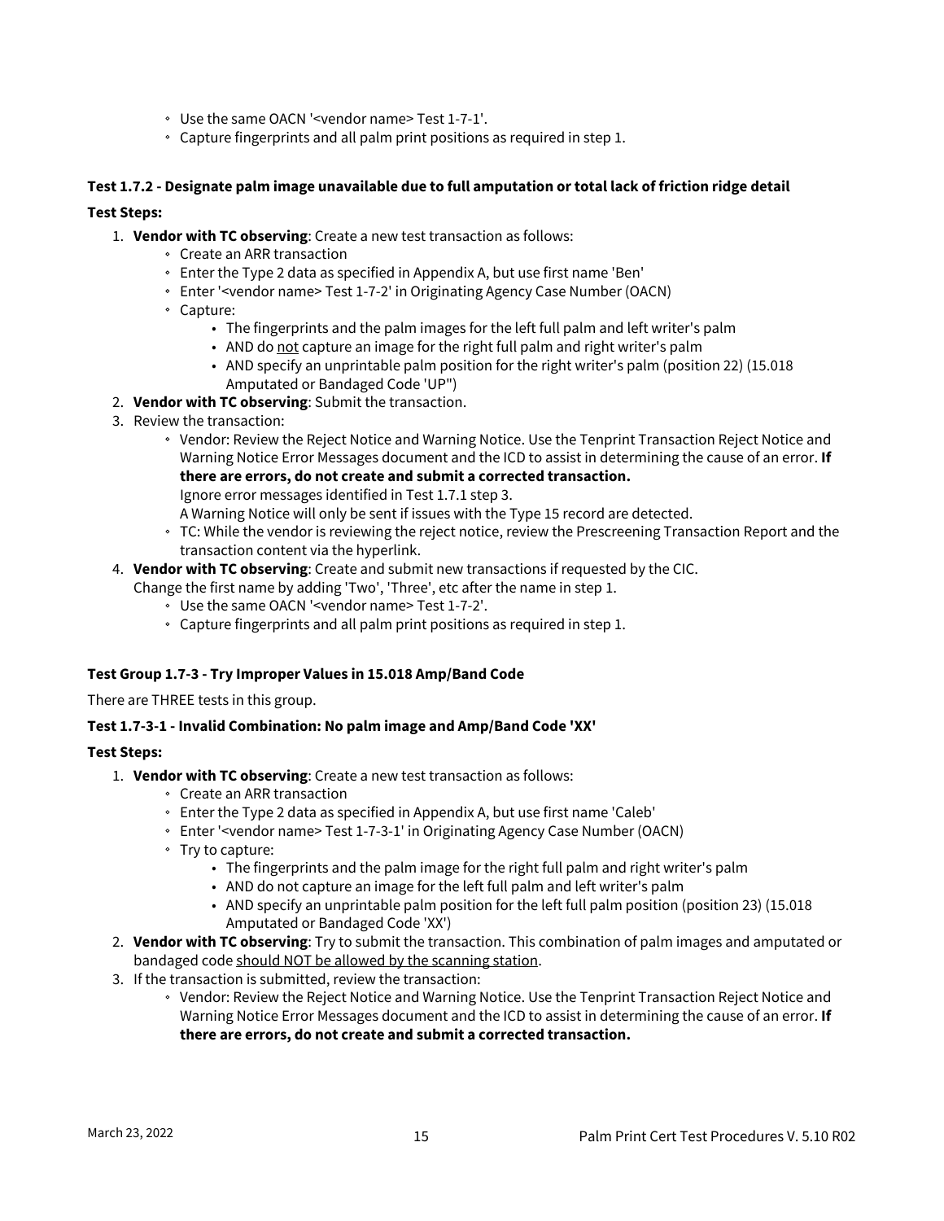- Use the same OACN '<vendor name> Test 1-7-1'.
- Capture fingerprints and all palm print positions as required in step 1.

**Test 1.7.2 - Designate palm image unavailable due to full amputation or total lack of friction ridge detail**

**Test Steps:**

1. **Vendor with TC observing**: Create a new test transaction as follows:
   - Create an ARR transaction
   - Enter the Type 2 data as specified in Appendix A, but use first name 'Ben'
   - Enter '<vendor name> Test 1-7-2' in Originating Agency Case Number (OACN)
   - Capture:
     - The fingerprints and the palm images for the left full palm and left writer's palm
     - AND do not capture an image for the right full palm and right writer's palm
     - AND specify an unprintable palm position for the right writer's palm (position 22) (15.018 Amputated or Bandaged Code 'UP")
2. **Vendor with TC observing**: Submit the transaction.
3. Review the transaction:
   - Vendor: Review the Reject Notice and Warning Notice. Use the Tenprint Transaction Reject Notice and Warning Notice Error Messages document and the ICD to assist in determining the cause of an error. **If there are errors, do not create and submit a corrected transaction.**
     Ignore error messages identified in Test 1.7.1 step 3.
     A Warning Notice will only be sent if issues with the Type 15 record are detected.
   - TC: While the vendor is reviewing the reject notice, review the Prescreening Transaction Report and the transaction content via the hyperlink.
4. **Vendor with TC observing**: Create and submit new transactions if requested by the CIC.
   Change the first name by adding 'Two', 'Three', etc after the name in step 1.
   - Use the same OACN '<vendor name> Test 1-7-2'.
   - Capture fingerprints and all palm print positions as required in step 1.

**Test Group 1.7-3 - Try Improper Values in 15.018 Amp/Band Code**

There are THREE tests in this group.

**Test 1.7-3-1 - Invalid Combination: No palm image and Amp/Band Code 'XX'**

**Test Steps:**

1. **Vendor with TC observing**: Create a new test transaction as follows:
   - Create an ARR transaction
   - Enter the Type 2 data as specified in Appendix A, but use first name 'Caleb'
   - Enter '<vendor name> Test 1-7-3-1' in Originating Agency Case Number (OACN)
   - Try to capture:
     - The fingerprints and the palm image for the right full palm and right writer's palm
     - AND do not capture an image for the left full palm and left writer's palm
     - AND specify an unprintable palm position for the left full palm position (position 23) (15.018 Amputated or Bandaged Code 'XX')
2. **Vendor with TC observing**: Try to submit the transaction. This combination of palm images and amputated or bandaged code should NOT be allowed by the scanning station.
3. If the transaction is submitted, review the transaction:
   - Vendor: Review the Reject Notice and Warning Notice. Use the Tenprint Transaction Reject Notice and Warning Notice Error Messages document and the ICD to assist in determining the cause of an error. **If there are errors, do not create and submit a corrected transaction.**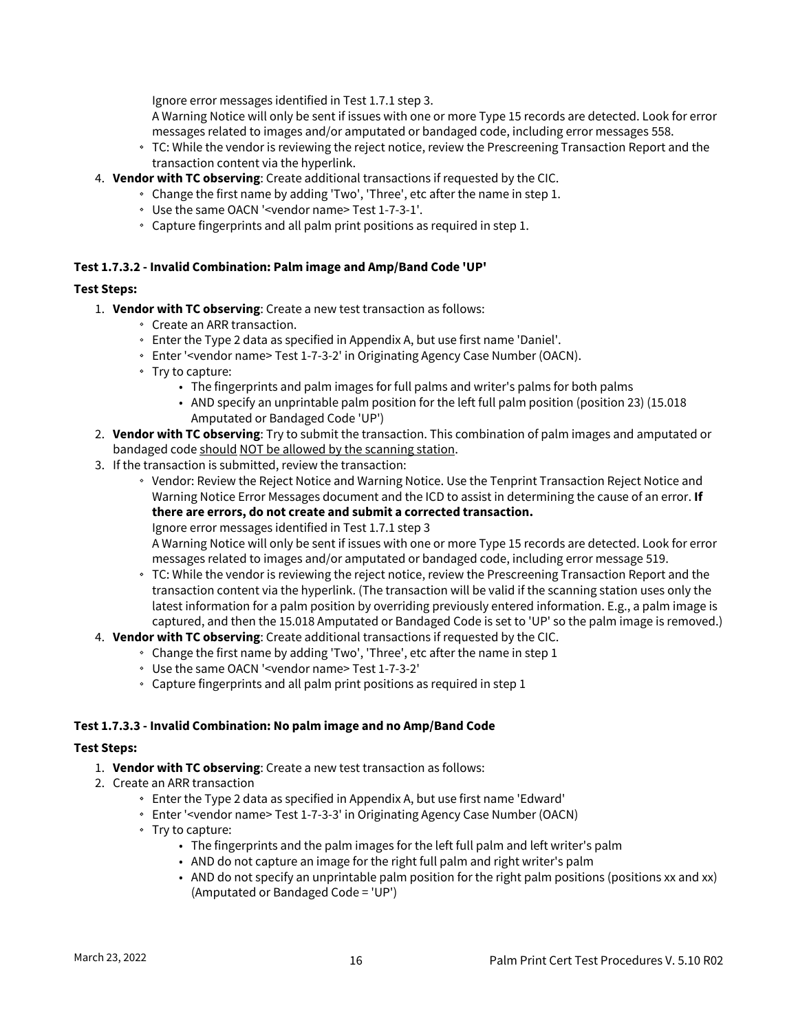Ignore error messages identified in Test 1.7.1 step 3.
A Warning Notice will only be sent if issues with one or more Type 15 records are detected. Look for error messages related to images and/or amputated or bandaged code, including error messages 558.
  - TC: While the vendor is reviewing the reject notice, review the Prescreening Transaction Report and the transaction content via the hyperlink.

4. **Vendor with TC observing**: Create additional transactions if requested by the CIC.
   - Change the first name by adding 'Two', 'Three', etc after the name in step 1.
   - Use the same OACN '<vendor name> Test 1-7-3-1'.
   - Capture fingerprints and all palm print positions as required in step 1.

**Test 1.7.3.2 - Invalid Combination: Palm image and Amp/Band Code 'UP'**

**Test Steps:**

1. **Vendor with TC observing**: Create a new test transaction as follows:
   - Create an ARR transaction.
   - Enter the Type 2 data as specified in Appendix A, but use first name 'Daniel'.
   - Enter '<vendor name> Test 1-7-3-2' in Originating Agency Case Number (OACN).
   - Try to capture:
     - The fingerprints and palm images for full palms and writer's palms for both palms
     - AND specify an unprintable palm position for the left full palm position (position 23) (15.018 Amputated or Bandaged Code 'UP')
2. **Vendor with TC observing**: Try to submit the transaction. This combination of palm images and amputated or bandaged code <u>should NOT be allowed by the scanning station</u>.
3. If the transaction is submitted, review the transaction:
   - Vendor: Review the Reject Notice and Warning Notice. Use the Tenprint Transaction Reject Notice and Warning Notice Error Messages document and the ICD to assist in determining the cause of an error. **If there are errors, do not create and submit a corrected transaction.**
     Ignore error messages identified in Test 1.7.1 step 3
     A Warning Notice will only be sent if issues with one or more Type 15 records are detected. Look for error messages related to images and/or amputated or bandaged code, including error message 519.
   - TC: While the vendor is reviewing the reject notice, review the Prescreening Transaction Report and the transaction content via the hyperlink. (The transaction will be valid if the scanning station uses only the latest information for a palm position by overriding previously entered information. E.g., a palm image is captured, and then the 15.018 Amputated or Bandaged Code is set to 'UP' so the palm image is removed.)
4. **Vendor with TC observing**: Create additional transactions if requested by the CIC.
   - Change the first name by adding 'Two', 'Three', etc after the name in step 1
   - Use the same OACN '<vendor name> Test 1-7-3-2'
   - Capture fingerprints and all palm print positions as required in step 1

**Test 1.7.3.3 - Invalid Combination: No palm image and no Amp/Band Code**

**Test Steps:**

1. **Vendor with TC observing**: Create a new test transaction as follows:
2. Create an ARR transaction
   - Enter the Type 2 data as specified in Appendix A, but use first name 'Edward'
   - Enter '<vendor name> Test 1-7-3-3' in Originating Agency Case Number (OACN)
   - Try to capture:
     - The fingerprints and the palm images for the left full palm and left writer's palm
     - AND do not capture an image for the right full palm and right writer's palm
     - AND do not specify an unprintable palm position for the right palm positions (positions xx and xx) (Amputated or Bandaged Code = 'UP')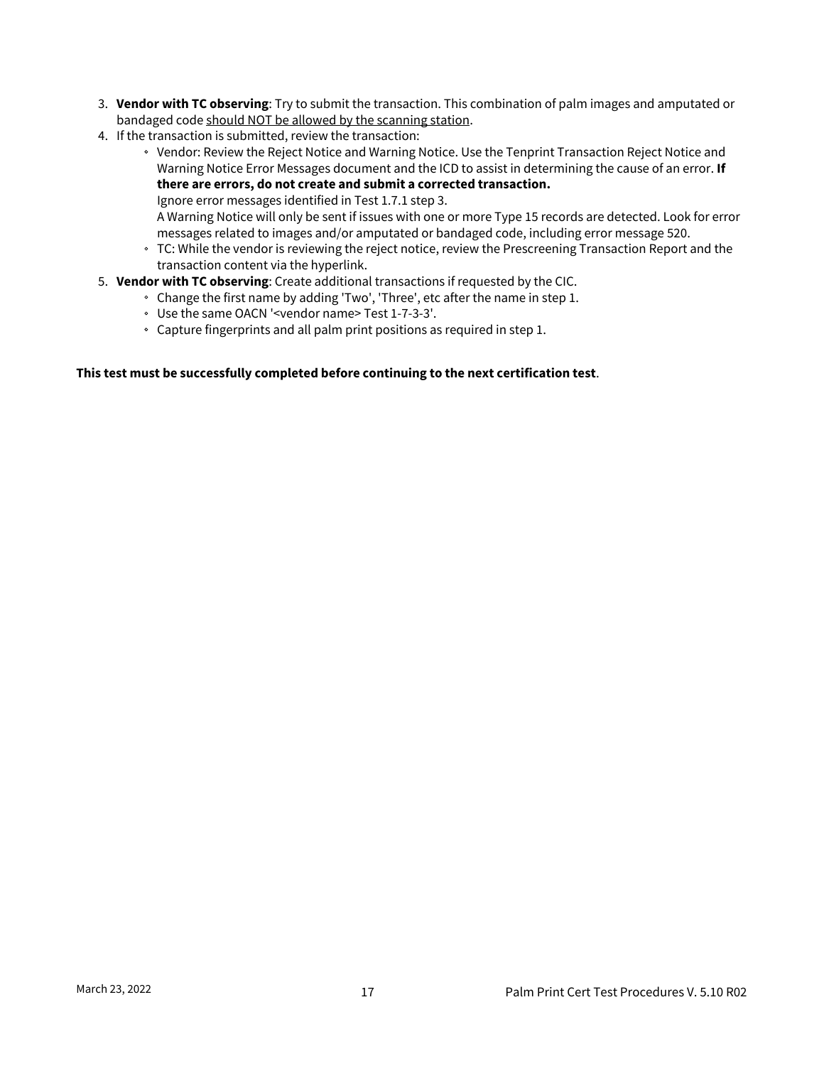3. **Vendor with TC observing**: Try to submit the transaction. This combination of palm images and amputated or bandaged code should NOT be allowed by the scanning station.
4. If the transaction is submitted, review the transaction:
   - Vendor: Review the Reject Notice and Warning Notice. Use the Tenprint Transaction Reject Notice and Warning Notice Error Messages document and the ICD to assist in determining the cause of an error. **If there are errors, do not create and submit a corrected transaction.**
     Ignore error messages identified in Test 1.7.1 step 3.
     A Warning Notice will only be sent if issues with one or more Type 15 records are detected. Look for error messages related to images and/or amputated or bandaged code, including error message 520.
   - TC: While the vendor is reviewing the reject notice, review the Prescreening Transaction Report and the transaction content via the hyperlink.
5. **Vendor with TC observing**: Create additional transactions if requested by the CIC.
   - Change the first name by adding 'Two', 'Three', etc after the name in step 1.
   - Use the same OACN '<vendor name> Test 1-7-3-3'.
   - Capture fingerprints and all palm print positions as required in step 1.

**This test must be successfully completed before continuing to the next certification test**.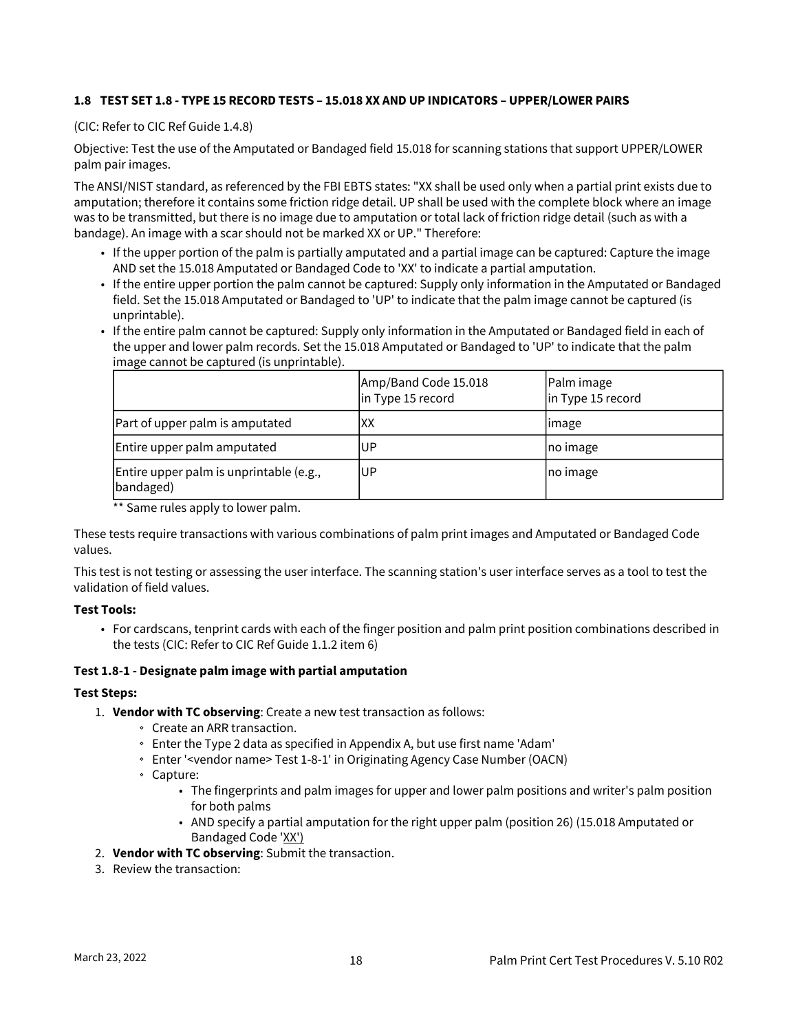### 1.8 TEST SET 1.8 - TYPE 15 RECORD TESTS – 15.018 XX AND UP INDICATORS – UPPER/LOWER PAIRS

(CIC: Refer to CIC Ref Guide 1.4.8)

Objective: Test the use of the Amputated or Bandaged field 15.018 for scanning stations that support UPPER/LOWER palm pair images.

The ANSI/NIST standard, as referenced by the FBI EBTS states: "XX shall be used only when a partial print exists due to amputation; therefore it contains some friction ridge detail. UP shall be used with the complete block where an image was to be transmitted, but there is no image due to amputation or total lack of friction ridge detail (such as with a bandage). An image with a scar should not be marked XX or UP." Therefore:

- If the upper portion of the palm is partially amputated and a partial image can be captured: Capture the image AND set the 15.018 Amputated or Bandaged Code to 'XX' to indicate a partial amputation.
- If the entire upper portion the palm cannot be captured: Supply only information in the Amputated or Bandaged field. Set the 15.018 Amputated or Bandaged to 'UP' to indicate that the palm image cannot be captured (is unprintable).
- If the entire palm cannot be captured: Supply only information in the Amputated or Bandaged field in each of the upper and lower palm records. Set the 15.018 Amputated or Bandaged to 'UP' to indicate that the palm image cannot be captured (is unprintable).

| | Amp/Band Code 15.018 in Type 15 record | Palm image in Type 15 record |
|---|---|---|
| Part of upper palm is amputated | XX | image |
| Entire upper palm amputated | UP | no image |
| Entire upper palm is unprintable (e.g., bandaged) | UP | no image |

** Same rules apply to lower palm.

These tests require transactions with various combinations of palm print images and Amputated or Bandaged Code values.

This test is not testing or assessing the user interface. The scanning station's user interface serves as a tool to test the validation of field values.

**Test Tools:**

- For cardscans, tenprint cards with each of the finger position and palm print position combinations described in the tests (CIC: Refer to CIC Ref Guide 1.1.2 item 6)

**Test 1.8-1 - Designate palm image with partial amputation**

**Test Steps:**

1. **Vendor with TC observing**: Create a new test transaction as follows:
   - Create an ARR transaction.
   - Enter the Type 2 data as specified in Appendix A, but use first name 'Adam'
   - Enter '<vendor name> Test 1-8-1' in Originating Agency Case Number (OACN)
   - Capture:
     - The fingerprints and palm images for upper and lower palm positions and writer's palm position for both palms
     - AND specify a partial amputation for the right upper palm (position 26) (15.018 Amputated or Bandaged Code 'XX')
2. **Vendor with TC observing**: Submit the transaction.
3. Review the transaction: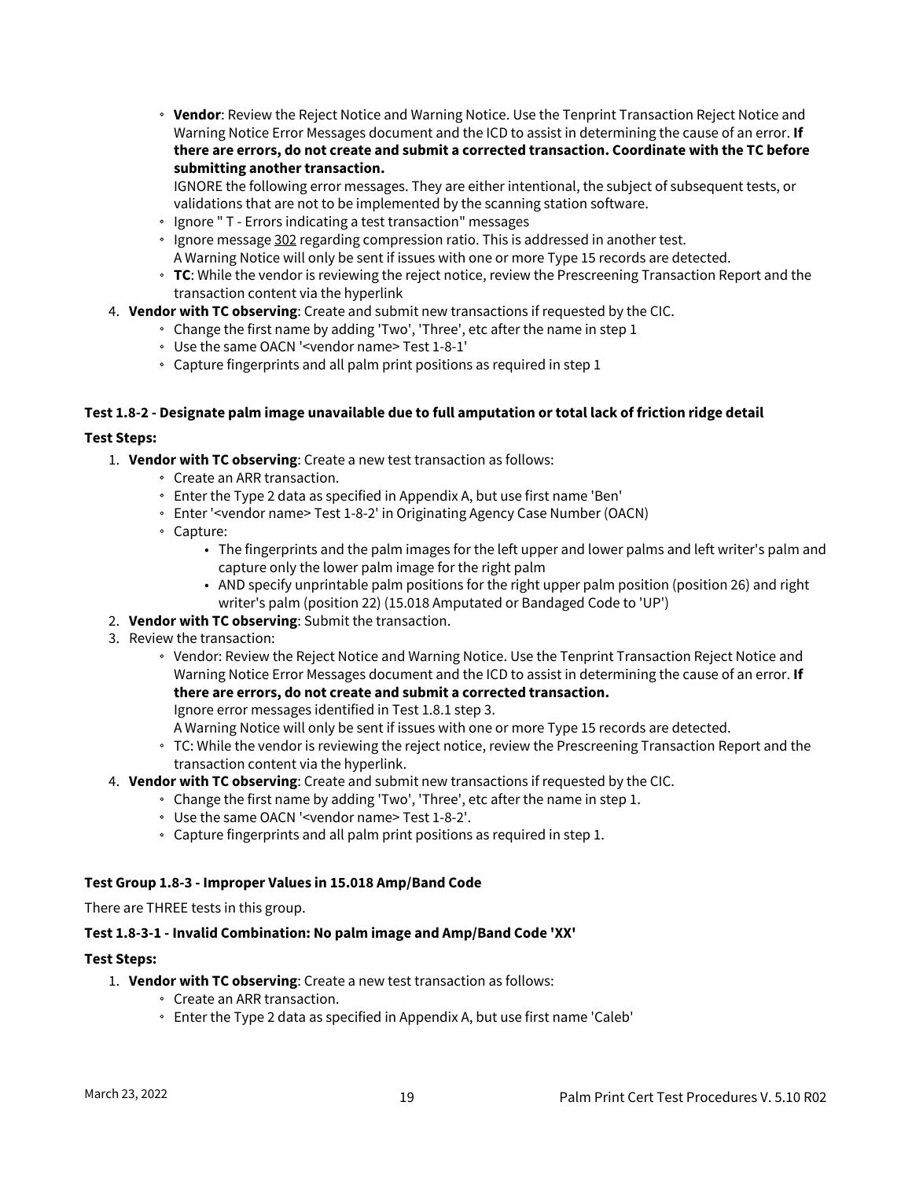- **Vendor**: Review the Reject Notice and Warning Notice. Use the Tenprint Transaction Reject Notice and Warning Notice Error Messages document and the ICD to assist in determining the cause of an error. **If there are errors, do not create and submit a corrected transaction. Coordinate with the TC before submitting another transaction.**
  IGNORE the following error messages. They are either intentional, the subject of subsequent tests, or validations that are not to be implemented by the scanning station software.
- Ignore " T - Errors indicating a test transaction" messages
- Ignore message 302 regarding compression ratio. This is addressed in another test.
  A Warning Notice will only be sent if issues with one or more Type 15 records are detected.
- **TC**: While the vendor is reviewing the reject notice, review the Prescreening Transaction Report and the transaction content via the hyperlink

4. **Vendor with TC observing**: Create and submit new transactions if requested by the CIC.
   - Change the first name by adding 'Two', 'Three', etc after the name in step 1
   - Use the same OACN '<vendor name> Test 1-8-1'
   - Capture fingerprints and all palm print positions as required in step 1

**Test 1.8-2 - Designate palm image unavailable due to full amputation or total lack of friction ridge detail**

**Test Steps:**

1. **Vendor with TC observing**: Create a new test transaction as follows:
   - Create an ARR transaction.
   - Enter the Type 2 data as specified in Appendix A, but use first name 'Ben'
   - Enter '<vendor name> Test 1-8-2' in Originating Agency Case Number (OACN)
   - Capture:
     - The fingerprints and the palm images for the left upper and lower palms and left writer's palm and capture only the lower palm image for the right palm
     - AND specify unprintable palm positions for the right upper palm position (position 26) and right writer's palm (position 22) (15.018 Amputated or Bandaged Code to 'UP')
2. **Vendor with TC observing**: Submit the transaction.
3. Review the transaction:
   - Vendor: Review the Reject Notice and Warning Notice. Use the Tenprint Transaction Reject Notice and Warning Notice Error Messages document and the ICD to assist in determining the cause of an error. **If there are errors, do not create and submit a corrected transaction.**
     Ignore error messages identified in Test 1.8.1 step 3.
     A Warning Notice will only be sent if issues with one or more Type 15 records are detected.
   - TC: While the vendor is reviewing the reject notice, review the Prescreening Transaction Report and the transaction content via the hyperlink.
4. **Vendor with TC observing**: Create and submit new transactions if requested by the CIC.
   - Change the first name by adding 'Two', 'Three', etc after the name in step 1.
   - Use the same OACN '<vendor name> Test 1-8-2'.
   - Capture fingerprints and all palm print positions as required in step 1.

**Test Group 1.8-3 - Improper Values in 15.018 Amp/Band Code**

There are THREE tests in this group.

**Test 1.8-3-1 - Invalid Combination: No palm image and Amp/Band Code 'XX'**

**Test Steps:**

1. **Vendor with TC observing**: Create a new test transaction as follows:
   - Create an ARR transaction.
   - Enter the Type 2 data as specified in Appendix A, but use first name 'Caleb'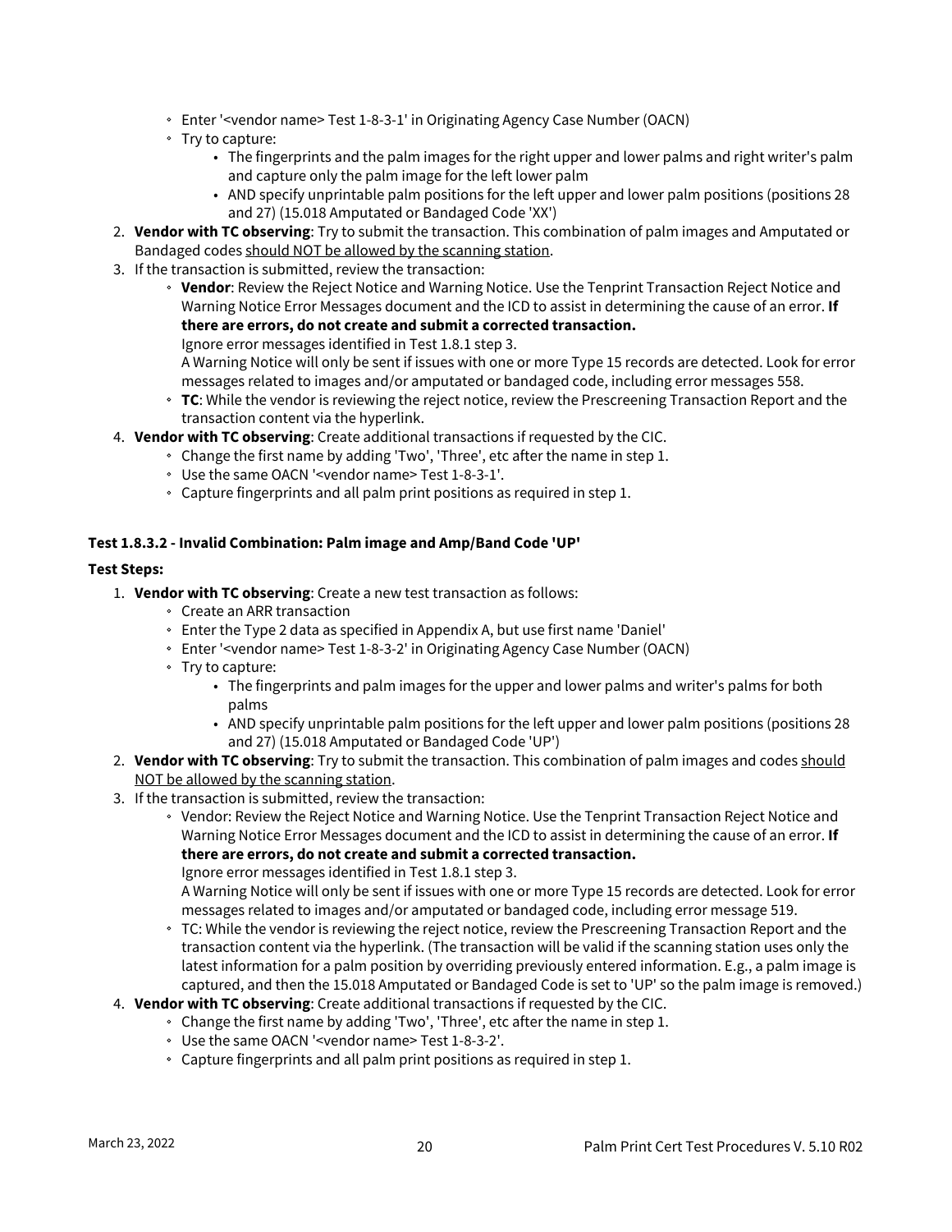- Enter '<vendor name> Test 1-8-3-1' in Originating Agency Case Number (OACN)
   - Try to capture:
      - The fingerprints and the palm images for the right upper and lower palms and right writer's palm and capture only the palm image for the left lower palm
      - AND specify unprintable palm positions for the left upper and lower palm positions (positions 28 and 27) (15.018 Amputated or Bandaged Code 'XX')

2. **Vendor with TC observing**: Try to submit the transaction. This combination of palm images and Amputated or Bandaged codes should NOT be allowed by the scanning station.
3. If the transaction is submitted, review the transaction:
   - **Vendor**: Review the Reject Notice and Warning Notice. Use the Tenprint Transaction Reject Notice and Warning Notice Error Messages document and the ICD to assist in determining the cause of an error. **If there are errors, do not create and submit a corrected transaction.**
     Ignore error messages identified in Test 1.8.1 step 3.
     A Warning Notice will only be sent if issues with one or more Type 15 records are detected. Look for error messages related to images and/or amputated or bandaged code, including error messages 558.
   - **TC**: While the vendor is reviewing the reject notice, review the Prescreening Transaction Report and the transaction content via the hyperlink.
4. **Vendor with TC observing**: Create additional transactions if requested by the CIC.
   - Change the first name by adding 'Two', 'Three', etc after the name in step 1.
   - Use the same OACN '<vendor name> Test 1-8-3-1'.
   - Capture fingerprints and all palm print positions as required in step 1.

**Test 1.8.3.2 - Invalid Combination: Palm image and Amp/Band Code 'UP'**

**Test Steps:**

1. **Vendor with TC observing**: Create a new test transaction as follows:
   - Create an ARR transaction
   - Enter the Type 2 data as specified in Appendix A, but use first name 'Daniel'
   - Enter '<vendor name> Test 1-8-3-2' in Originating Agency Case Number (OACN)
   - Try to capture:
      - The fingerprints and palm images for the upper and lower palms and writer's palms for both palms
      - AND specify unprintable palm positions for the left upper and lower palm positions (positions 28 and 27) (15.018 Amputated or Bandaged Code 'UP')
2. **Vendor with TC observing**: Try to submit the transaction. This combination of palm images and codes should NOT be allowed by the scanning station.
3. If the transaction is submitted, review the transaction:
   - Vendor: Review the Reject Notice and Warning Notice. Use the Tenprint Transaction Reject Notice and Warning Notice Error Messages document and the ICD to assist in determining the cause of an error. **If there are errors, do not create and submit a corrected transaction.**
     Ignore error messages identified in Test 1.8.1 step 3.
     A Warning Notice will only be sent if issues with one or more Type 15 records are detected. Look for error messages related to images and/or amputated or bandaged code, including error message 519.
   - TC: While the vendor is reviewing the reject notice, review the Prescreening Transaction Report and the transaction content via the hyperlink. (The transaction will be valid if the scanning station uses only the latest information for a palm position by overriding previously entered information. E.g., a palm image is captured, and then the 15.018 Amputated or Bandaged Code is set to 'UP' so the palm image is removed.)
4. **Vendor with TC observing**: Create additional transactions if requested by the CIC.
   - Change the first name by adding 'Two', 'Three', etc after the name in step 1.
   - Use the same OACN '<vendor name> Test 1-8-3-2'.
   - Capture fingerprints and all palm print positions as required in step 1.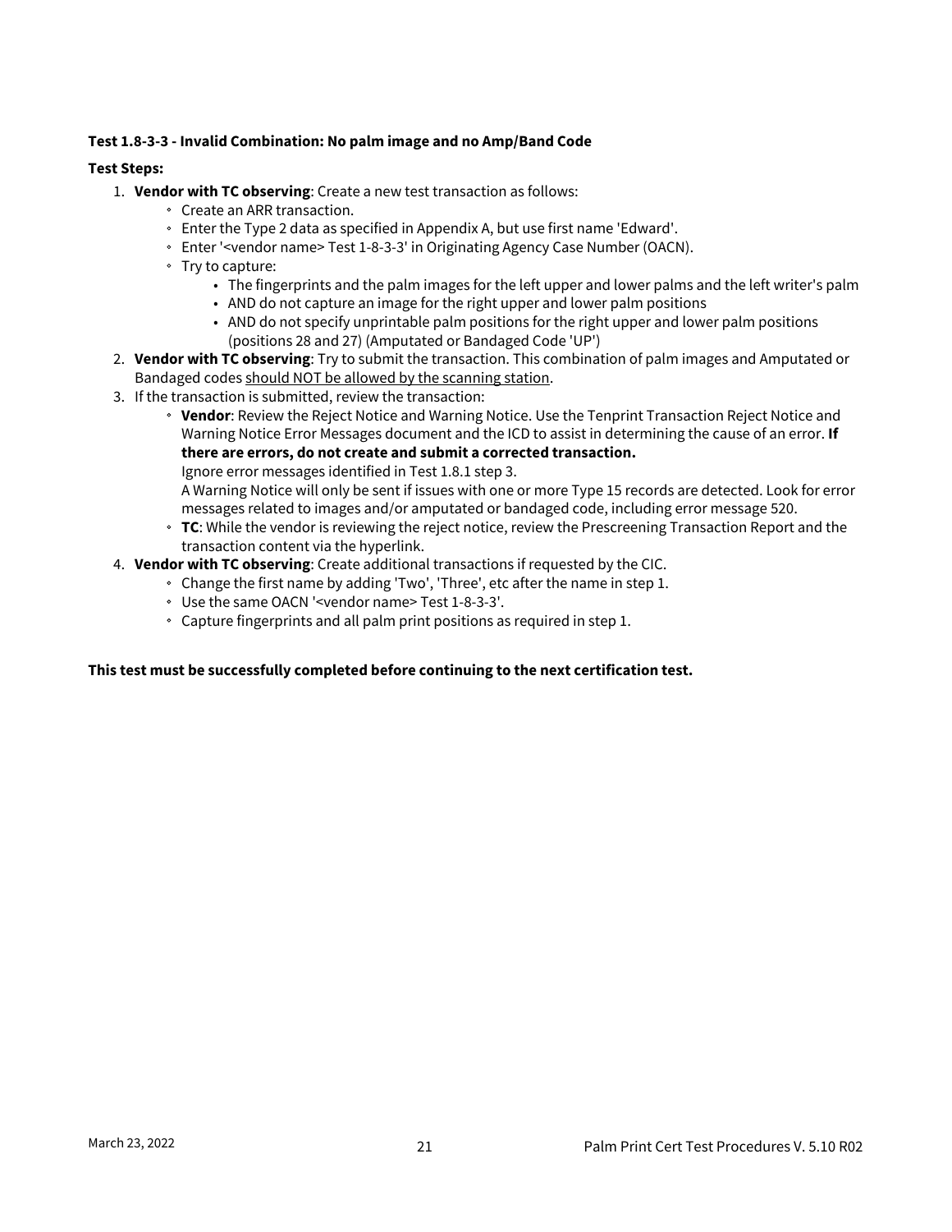**Test 1.8-3-3 - Invalid Combination: No palm image and no Amp/Band Code**

**Test Steps:**

1. **Vendor with TC observing**: Create a new test transaction as follows:
   - Create an ARR transaction.
   - Enter the Type 2 data as specified in Appendix A, but use first name 'Edward'.
   - Enter '<vendor name> Test 1-8-3-3' in Originating Agency Case Number (OACN).
   - Try to capture:
     - The fingerprints and the palm images for the left upper and lower palms and the left writer's palm
     - AND do not capture an image for the right upper and lower palm positions
     - AND do not specify unprintable palm positions for the right upper and lower palm positions (positions 28 and 27) (Amputated or Bandaged Code 'UP')
2. **Vendor with TC observing**: Try to submit the transaction. This combination of palm images and Amputated or Bandaged codes <u>should NOT be allowed by the scanning station</u>.
3. If the transaction is submitted, review the transaction:
   - **Vendor**: Review the Reject Notice and Warning Notice. Use the Tenprint Transaction Reject Notice and Warning Notice Error Messages document and the ICD to assist in determining the cause of an error. **If there are errors, do not create and submit a corrected transaction.**
     Ignore error messages identified in Test 1.8.1 step 3.
     A Warning Notice will only be sent if issues with one or more Type 15 records are detected. Look for error messages related to images and/or amputated or bandaged code, including error message 520.
   - **TC**: While the vendor is reviewing the reject notice, review the Prescreening Transaction Report and the transaction content via the hyperlink.
4. **Vendor with TC observing**: Create additional transactions if requested by the CIC.
   - Change the first name by adding 'Two', 'Three', etc after the name in step 1.
   - Use the same OACN '<vendor name> Test 1-8-3-3'.
   - Capture fingerprints and all palm print positions as required in step 1.

**This test must be successfully completed before continuing to the next certification test.**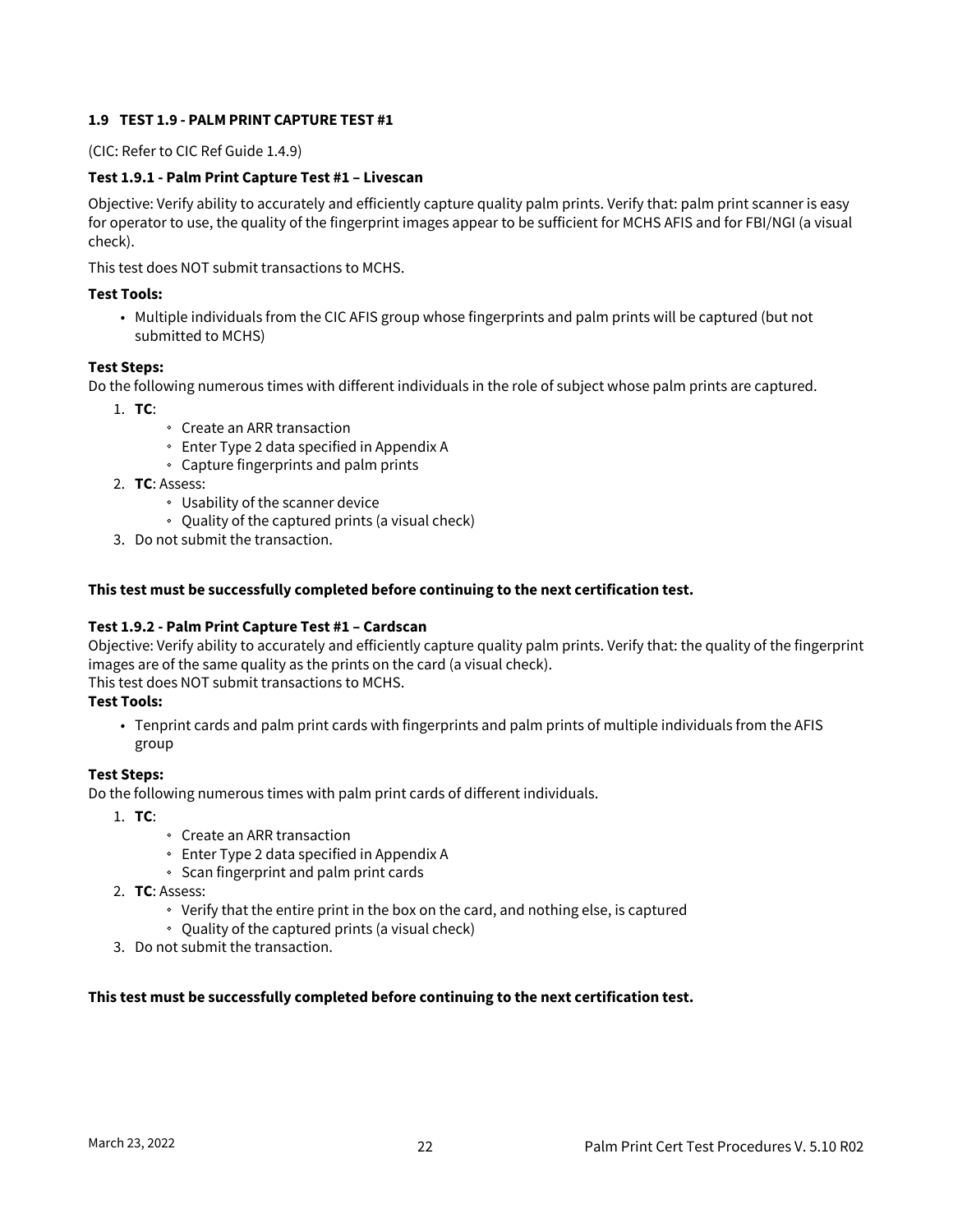## 1.9 TEST 1.9 - PALM PRINT CAPTURE TEST #1

(CIC: Refer to CIC Ref Guide 1.4.9)

### Test 1.9.1 - Palm Print Capture Test #1 – Livescan

Objective: Verify ability to accurately and efficiently capture quality palm prints. Verify that: palm print scanner is easy for operator to use, the quality of the fingerprint images appear to be sufficient for MCHS AFIS and for FBI/NGI (a visual check).

This test does NOT submit transactions to MCHS.

**Test Tools:**

- Multiple individuals from the CIC AFIS group whose fingerprints and palm prints will be captured (but not submitted to MCHS)

**Test Steps:**

Do the following numerous times with different individuals in the role of subject whose palm prints are captured.

1. **TC**:
   - Create an ARR transaction
   - Enter Type 2 data specified in Appendix A
   - Capture fingerprints and palm prints
2. **TC**: Assess:
   - Usability of the scanner device
   - Quality of the captured prints (a visual check)
3. Do not submit the transaction.

**This test must be successfully completed before continuing to the next certification test.**

### Test 1.9.2 - Palm Print Capture Test #1 – Cardscan

Objective: Verify ability to accurately and efficiently capture quality palm prints. Verify that: the quality of the fingerprint images are of the same quality as the prints on the card (a visual check).

This test does NOT submit transactions to MCHS.

**Test Tools:**

- Tenprint cards and palm print cards with fingerprints and palm prints of multiple individuals from the AFIS group

**Test Steps:**

Do the following numerous times with palm print cards of different individuals.

1. **TC**:
   - Create an ARR transaction
   - Enter Type 2 data specified in Appendix A
   - Scan fingerprint and palm print cards
2. **TC**: Assess:
   - Verify that the entire print in the box on the card, and nothing else, is captured
   - Quality of the captured prints (a visual check)
3. Do not submit the transaction.

**This test must be successfully completed before continuing to the next certification test.**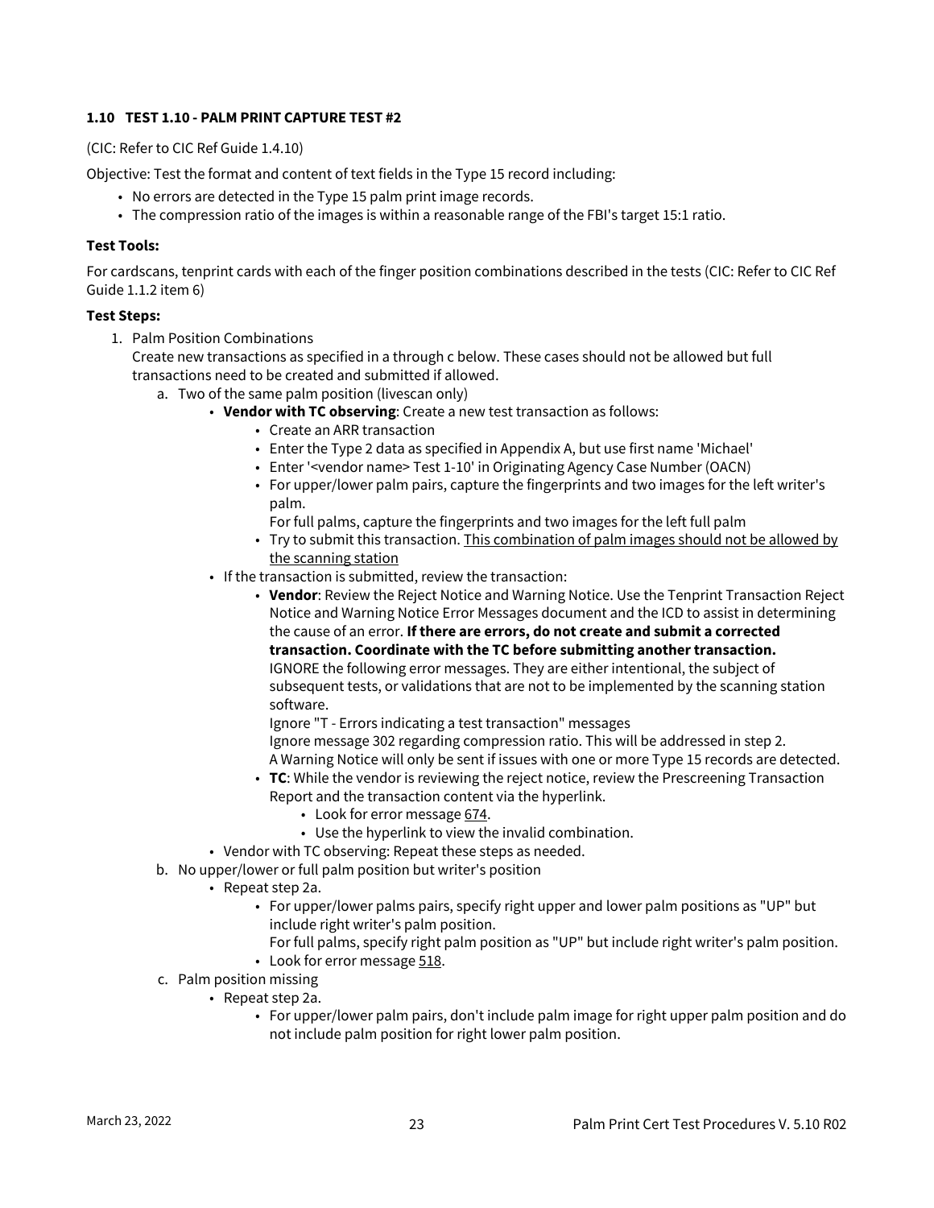### 1.10 TEST 1.10 - PALM PRINT CAPTURE TEST #2

(CIC: Refer to CIC Ref Guide 1.4.10)

Objective: Test the format and content of text fields in the Type 15 record including:

- No errors are detected in the Type 15 palm print image records.
- The compression ratio of the images is within a reasonable range of the FBI's target 15:1 ratio.

**Test Tools:**

For cardscans, tenprint cards with each of the finger position combinations described in the tests (CIC: Refer to CIC Ref Guide 1.1.2 item 6)

**Test Steps:**

1. Palm Position Combinations
   Create new transactions as specified in a through c below. These cases should not be allowed but full transactions need to be created and submitted if allowed.
   a. Two of the same palm position (livescan only)
      - **Vendor with TC observing**: Create a new test transaction as follows:
         - Create an ARR transaction
         - Enter the Type 2 data as specified in Appendix A, but use first name 'Michael'
         - Enter '<vendor name> Test 1-10' in Originating Agency Case Number (OACN)
         - For upper/lower palm pairs, capture the fingerprints and two images for the left writer's palm.
           For full palms, capture the fingerprints and two images for the left full palm
         - Try to submit this transaction. <u>This combination of palm images should not be allowed by the scanning station</u>
      - If the transaction is submitted, review the transaction:
         - **Vendor**: Review the Reject Notice and Warning Notice. Use the Tenprint Transaction Reject Notice and Warning Notice Error Messages document and the ICD to assist in determining the cause of an error. **If there are errors, do not create and submit a corrected transaction. Coordinate with the TC before submitting another transaction.**
           IGNORE the following error messages. They are either intentional, the subject of subsequent tests, or validations that are not to be implemented by the scanning station software.
           Ignore "T - Errors indicating a test transaction" messages
           Ignore message 302 regarding compression ratio. This will be addressed in step 2.
           A Warning Notice will only be sent if issues with one or more Type 15 records are detected.
         - **TC**: While the vendor is reviewing the reject notice, review the Prescreening Transaction Report and the transaction content via the hyperlink.
            - Look for error message <u>674</u>.
            - Use the hyperlink to view the invalid combination.
      - Vendor with TC observing: Repeat these steps as needed.

   b. No upper/lower or full palm position but writer's position
      - Repeat step 2a.
         - For upper/lower palms pairs, specify right upper and lower palm positions as "UP" but include right writer's palm position.
           For full palms, specify right palm position as "UP" but include right writer's palm position.
         - Look for error message <u>518</u>.

   c. Palm position missing
      - Repeat step 2a.
         - For upper/lower palm pairs, don't include palm image for right upper palm position and do not include palm position for right lower palm position.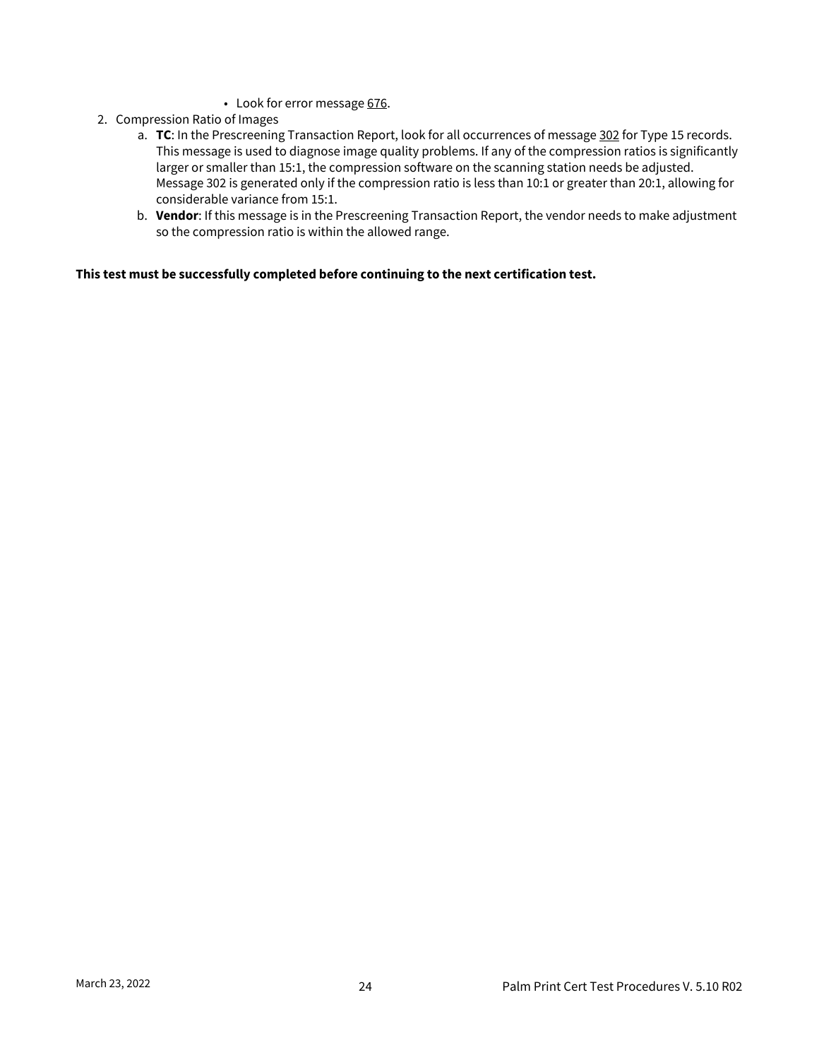- Look for error message 676.

2. Compression Ratio of Images
   a. **TC**: In the Prescreening Transaction Report, look for all occurrences of message 302 for Type 15 records. This message is used to diagnose image quality problems. If any of the compression ratios is significantly larger or smaller than 15:1, the compression software on the scanning station needs be adjusted. Message 302 is generated only if the compression ratio is less than 10:1 or greater than 20:1, allowing for considerable variance from 15:1.
   b. **Vendor**: If this message is in the Prescreening Transaction Report, the vendor needs to make adjustment so the compression ratio is within the allowed range.

**This test must be successfully completed before continuing to the next certification test.**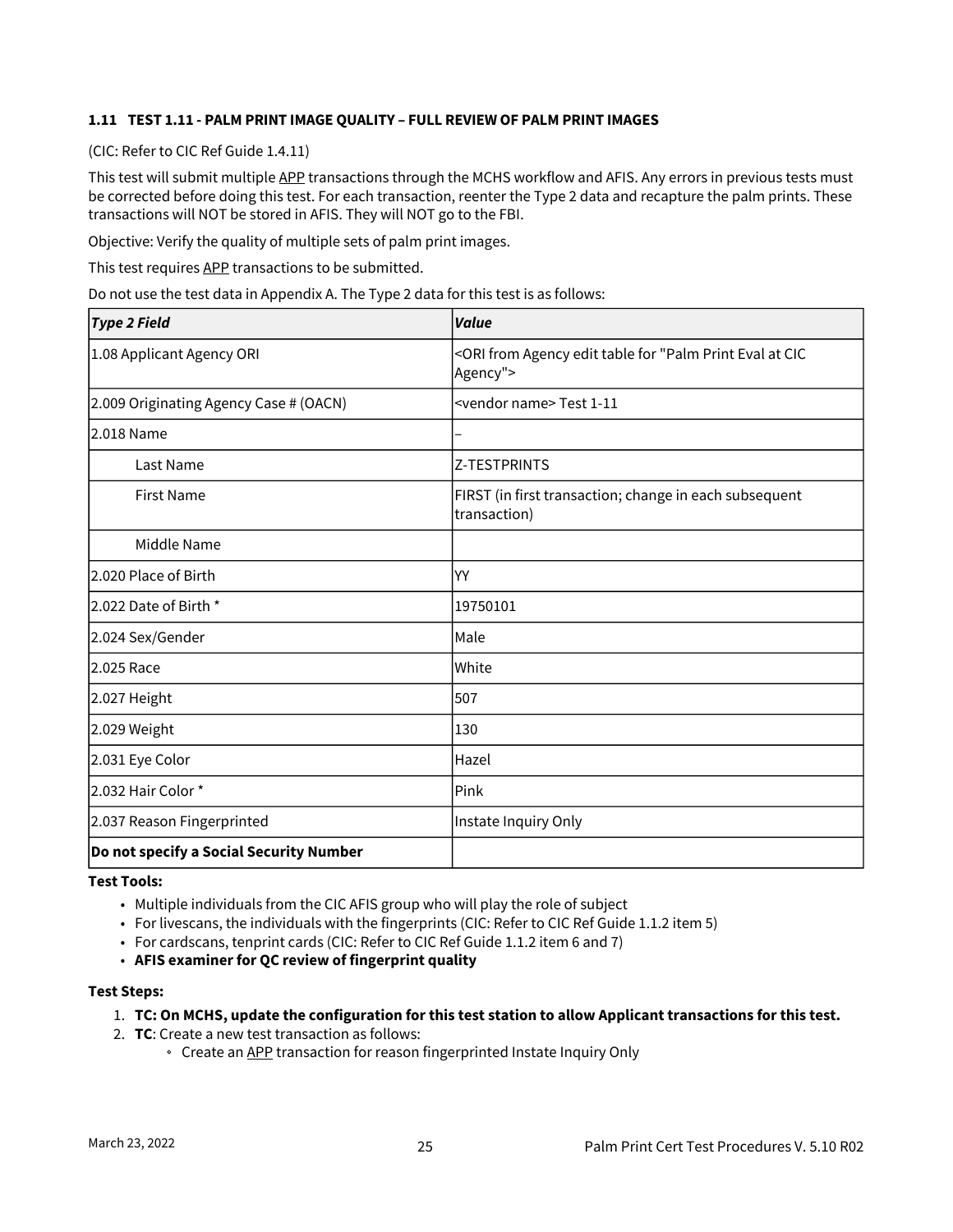### 1.11 TEST 1.11 - PALM PRINT IMAGE QUALITY – FULL REVIEW OF PALM PRINT IMAGES

(CIC: Refer to CIC Ref Guide 1.4.11)

This test will submit multiple APP transactions through the MCHS workflow and AFIS. Any errors in previous tests must be corrected before doing this test. For each transaction, reenter the Type 2 data and recapture the palm prints. These transactions will NOT be stored in AFIS. They will NOT go to the FBI.

Objective: Verify the quality of multiple sets of palm print images.

This test requires APP transactions to be submitted.

Do not use the test data in Appendix A. The Type 2 data for this test is as follows:

| ***Type 2 Field*** | ***Value*** |
|---|---|
| 1.08 Applicant Agency ORI | <ORI from Agency edit table for "Palm Print Eval at CIC Agency"> |
| 2.009 Originating Agency Case # (OACN) | <vendor name> Test 1-11 |
| 2.018 Name | – |
| Last Name | Z-TESTPRINTS |
| First Name | FIRST (in first transaction; change in each subsequent transaction) |
| Middle Name | |
| 2.020 Place of Birth | YY |
| 2.022 Date of Birth * | 19750101 |
| 2.024 Sex/Gender | Male |
| 2.025 Race | White |
| 2.027 Height | 507 |
| 2.029 Weight | 130 |
| 2.031 Eye Color | Hazel |
| 2.032 Hair Color * | Pink |
| 2.037 Reason Fingerprinted | Instate Inquiry Only |
| **Do not specify a Social Security Number** | |

**Test Tools:**

- Multiple individuals from the CIC AFIS group who will play the role of subject
- For livescans, the individuals with the fingerprints (CIC: Refer to CIC Ref Guide 1.1.2 item 5)
- For cardscans, tenprint cards (CIC: Refer to CIC Ref Guide 1.1.2 item 6 and 7)
- **AFIS examiner for QC review of fingerprint quality**

**Test Steps:**

1. **TC: On MCHS, update the configuration for this test station to allow Applicant transactions for this test.**
2. **TC**: Create a new test transaction as follows:
   - Create an APP transaction for reason fingerprinted Instate Inquiry Only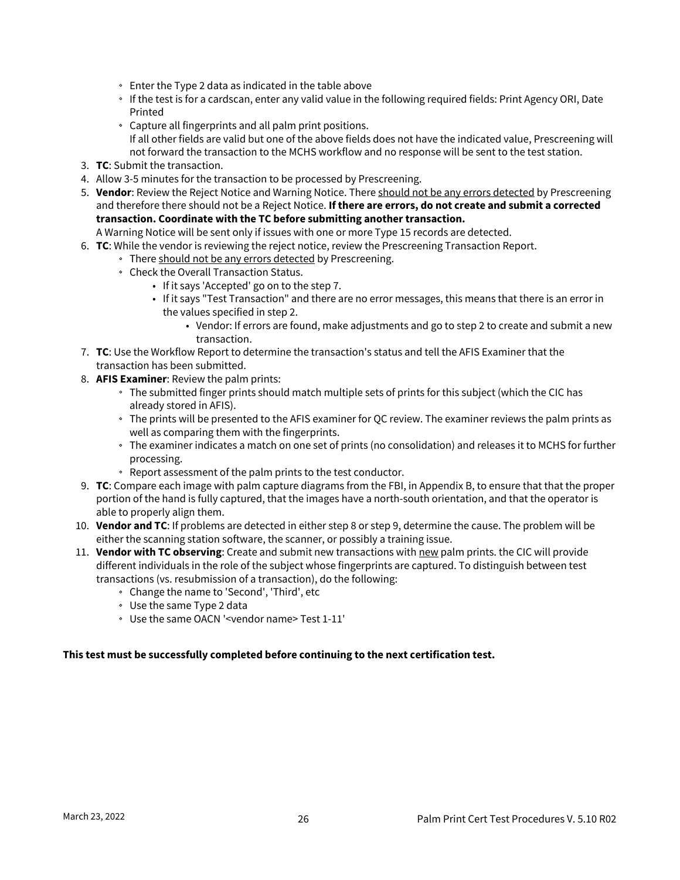- Enter the Type 2 data as indicated in the table above
   - If the test is for a cardscan, enter any valid value in the following required fields: Print Agency ORI, Date Printed
   - Capture all fingerprints and all palm print positions.
     If all other fields are valid but one of the above fields does not have the indicated value, Prescreening will not forward the transaction to the MCHS workflow and no response will be sent to the test station.
3. **TC**: Submit the transaction.
4. Allow 3-5 minutes for the transaction to be processed by Prescreening.
5. **Vendor**: Review the Reject Notice and Warning Notice. There <u>should not be any errors detected</u> by Prescreening and therefore there should not be a Reject Notice. **If there are errors, do not create and submit a corrected transaction. Coordinate with the TC before submitting another transaction.**
   A Warning Notice will be sent only if issues with one or more Type 15 records are detected.
6. **TC**: While the vendor is reviewing the reject notice, review the Prescreening Transaction Report.
   - There <u>should not be any errors detected</u> by Prescreening.
   - Check the Overall Transaction Status.
     - If it says 'Accepted' go on to the step 7.
     - If it says "Test Transaction" and there are no error messages, this means that there is an error in the values specified in step 2.
       - Vendor: If errors are found, make adjustments and go to step 2 to create and submit a new transaction.
7. **TC**: Use the Workflow Report to determine the transaction's status and tell the AFIS Examiner that the transaction has been submitted.
8. **AFIS Examiner**: Review the palm prints:
   - The submitted finger prints should match multiple sets of prints for this subject (which the CIC has already stored in AFIS).
   - The prints will be presented to the AFIS examiner for QC review. The examiner reviews the palm prints as well as comparing them with the fingerprints.
   - The examiner indicates a match on one set of prints (no consolidation) and releases it to MCHS for further processing.
   - Report assessment of the palm prints to the test conductor.
9. **TC**: Compare each image with palm capture diagrams from the FBI, in Appendix B, to ensure that that the proper portion of the hand is fully captured, that the images have a north-south orientation, and that the operator is able to properly align them.
10. **Vendor and TC**: If problems are detected in either step 8 or step 9, determine the cause. The problem will be either the scanning station software, the scanner, or possibly a training issue.
11. **Vendor with TC observing**: Create and submit new transactions with <u>new</u> palm prints. the CIC will provide different individuals in the role of the subject whose fingerprints are captured. To distinguish between test transactions (vs. resubmission of a transaction), do the following:
    - Change the name to 'Second', 'Third', etc
    - Use the same Type 2 data
    - Use the same OACN '<vendor name> Test 1-11'

**This test must be successfully completed before continuing to the next certification test.**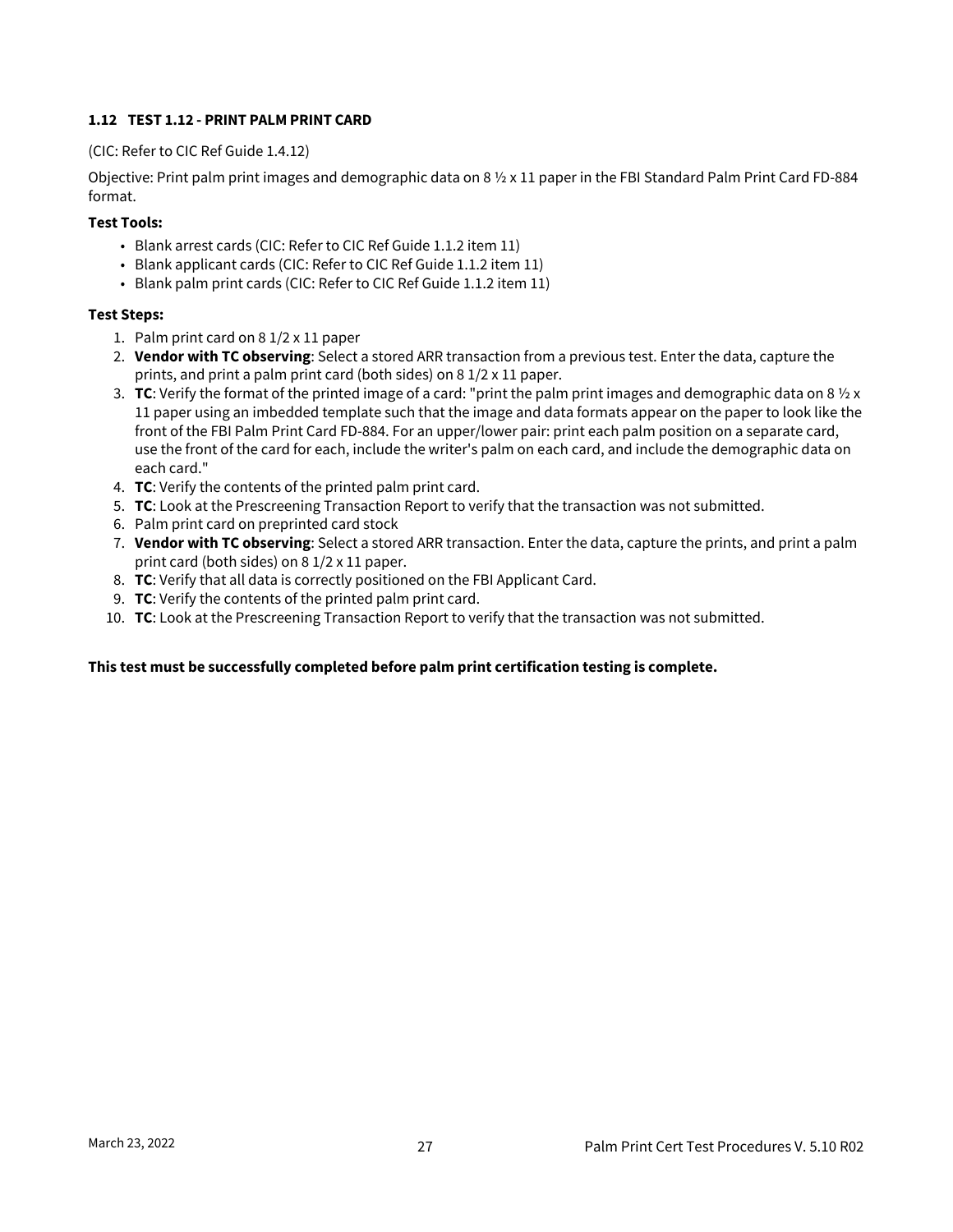### 1.12 TEST 1.12 - PRINT PALM PRINT CARD

(CIC: Refer to CIC Ref Guide 1.4.12)

Objective: Print palm print images and demographic data on 8 ½ x 11 paper in the FBI Standard Palm Print Card FD-884 format.

**Test Tools:**

- Blank arrest cards (CIC: Refer to CIC Ref Guide 1.1.2 item 11)
- Blank applicant cards (CIC: Refer to CIC Ref Guide 1.1.2 item 11)
- Blank palm print cards (CIC: Refer to CIC Ref Guide 1.1.2 item 11)

**Test Steps:**

1. Palm print card on 8 1/2 x 11 paper
2. **Vendor with TC observing**: Select a stored ARR transaction from a previous test. Enter the data, capture the prints, and print a palm print card (both sides) on 8 1/2 x 11 paper.
3. **TC**: Verify the format of the printed image of a card: "print the palm print images and demographic data on 8 ½ x 11 paper using an imbedded template such that the image and data formats appear on the paper to look like the front of the FBI Palm Print Card FD-884. For an upper/lower pair: print each palm position on a separate card, use the front of the card for each, include the writer's palm on each card, and include the demographic data on each card."
4. **TC**: Verify the contents of the printed palm print card.
5. **TC**: Look at the Prescreening Transaction Report to verify that the transaction was not submitted.
6. Palm print card on preprinted card stock
7. **Vendor with TC observing**: Select a stored ARR transaction. Enter the data, capture the prints, and print a palm print card (both sides) on 8 1/2 x 11 paper.
8. **TC**: Verify that all data is correctly positioned on the FBI Applicant Card.
9. **TC**: Verify the contents of the printed palm print card.
10. **TC**: Look at the Prescreening Transaction Report to verify that the transaction was not submitted.

**This test must be successfully completed before palm print certification testing is complete.**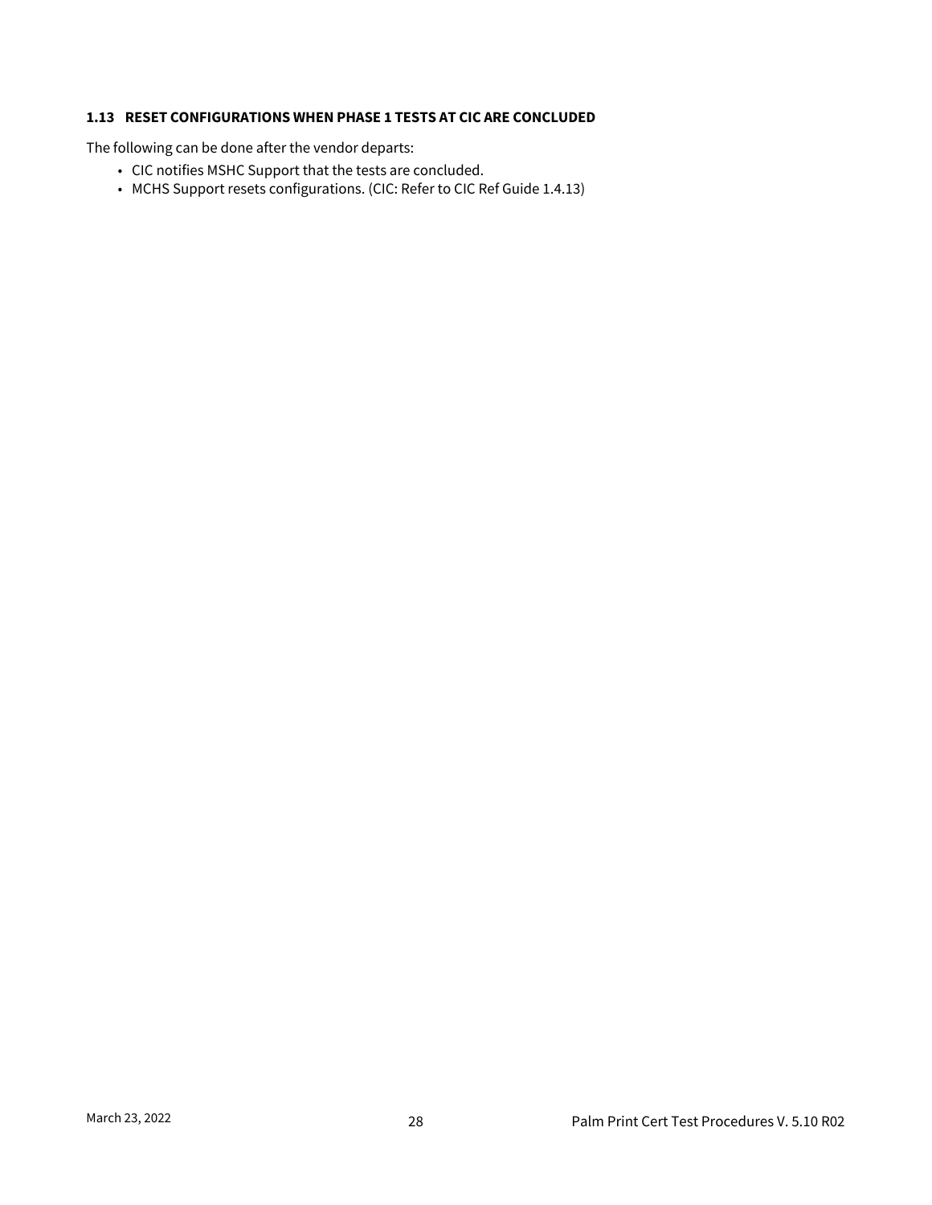### 1.13 RESET CONFIGURATIONS WHEN PHASE 1 TESTS AT CIC ARE CONCLUDED

The following can be done after the vendor departs:

- CIC notifies MSHC Support that the tests are concluded.
- MCHS Support resets configurations. (CIC: Refer to CIC Ref Guide 1.4.13)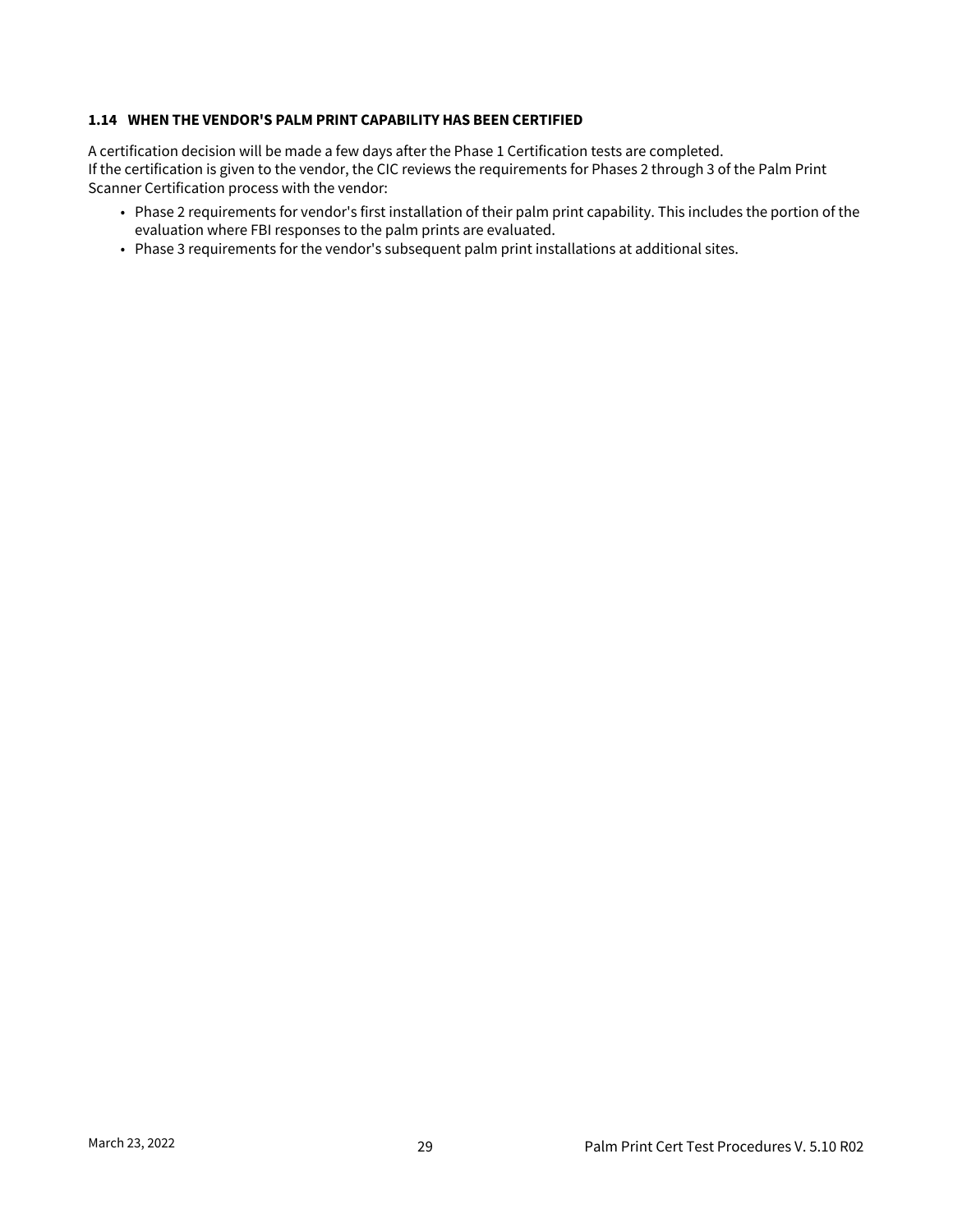### 1.14 WHEN THE VENDOR'S PALM PRINT CAPABILITY HAS BEEN CERTIFIED

A certification decision will be made a few days after the Phase 1 Certification tests are completed.
If the certification is given to the vendor, the CIC reviews the requirements for Phases 2 through 3 of the Palm Print Scanner Certification process with the vendor:

- Phase 2 requirements for vendor's first installation of their palm print capability. This includes the portion of the evaluation where FBI responses to the palm prints are evaluated.
- Phase 3 requirements for the vendor's subsequent palm print installations at additional sites.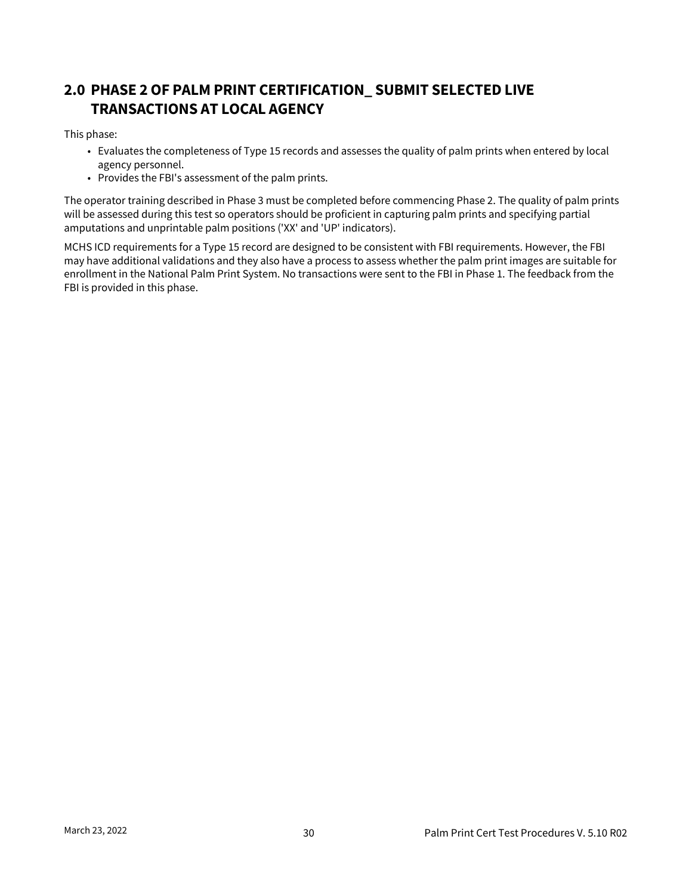# 2.0 PHASE 2 OF PALM PRINT CERTIFICATION_ SUBMIT SELECTED LIVE TRANSACTIONS AT LOCAL AGENCY

This phase:

- Evaluates the completeness of Type 15 records and assesses the quality of palm prints when entered by local agency personnel.
- Provides the FBI's assessment of the palm prints.

The operator training described in Phase 3 must be completed before commencing Phase 2. The quality of palm prints will be assessed during this test so operators should be proficient in capturing palm prints and specifying partial amputations and unprintable palm positions ('XX' and 'UP' indicators).

MCHS ICD requirements for a Type 15 record are designed to be consistent with FBI requirements. However, the FBI may have additional validations and they also have a process to assess whether the palm print images are suitable for enrollment in the National Palm Print System. No transactions were sent to the FBI in Phase 1. The feedback from the FBI is provided in this phase.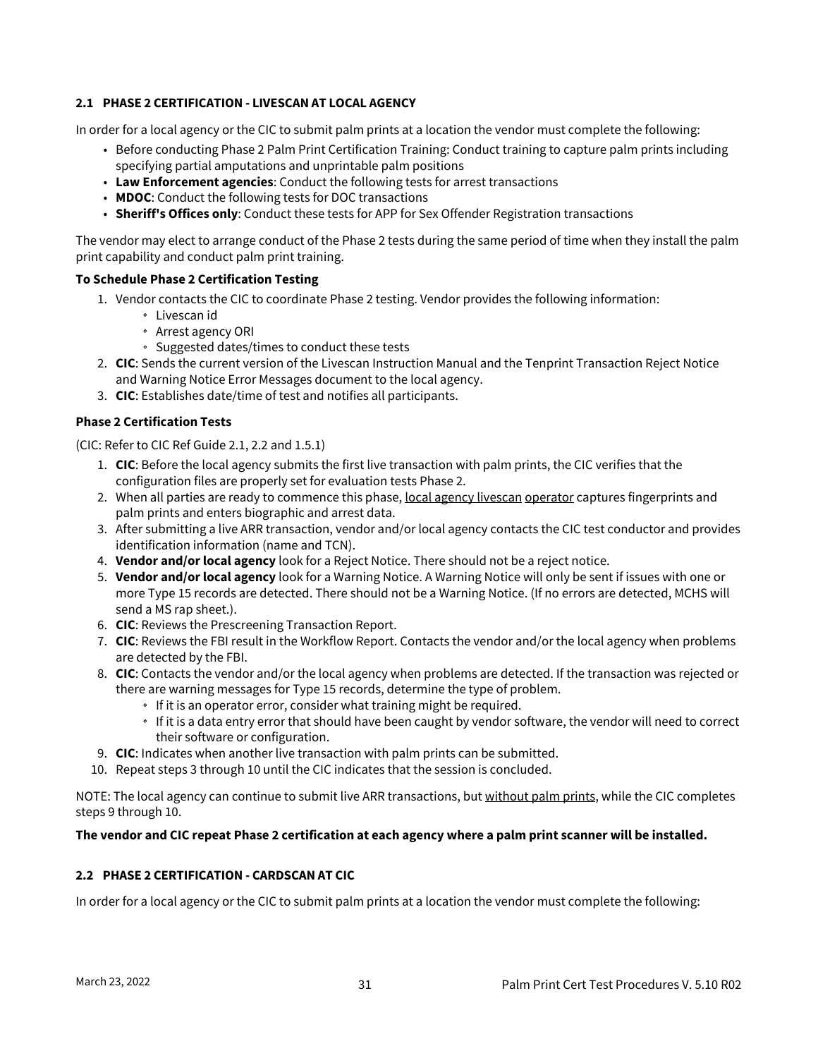### 2.1 PHASE 2 CERTIFICATION - LIVESCAN AT LOCAL AGENCY

In order for a local agency or the CIC to submit palm prints at a location the vendor must complete the following:

- Before conducting Phase 2 Palm Print Certification Training: Conduct training to capture palm prints including specifying partial amputations and unprintable palm positions
- **Law Enforcement agencies**: Conduct the following tests for arrest transactions
- **MDOC**: Conduct the following tests for DOC transactions
- **Sheriff's Offices only**: Conduct these tests for APP for Sex Offender Registration transactions

The vendor may elect to arrange conduct of the Phase 2 tests during the same period of time when they install the palm print capability and conduct palm print training.

**To Schedule Phase 2 Certification Testing**

1. Vendor contacts the CIC to coordinate Phase 2 testing. Vendor provides the following information:
   - Livescan id
   - Arrest agency ORI
   - Suggested dates/times to conduct these tests
2. **CIC**: Sends the current version of the Livescan Instruction Manual and the Tenprint Transaction Reject Notice and Warning Notice Error Messages document to the local agency.
3. **CIC**: Establishes date/time of test and notifies all participants.

**Phase 2 Certification Tests**

(CIC: Refer to CIC Ref Guide 2.1, 2.2 and 1.5.1)

1. **CIC**: Before the local agency submits the first live transaction with palm prints, the CIC verifies that the configuration files are properly set for evaluation tests Phase 2.
2. When all parties are ready to commence this phase, local agency livescan operator captures fingerprints and palm prints and enters biographic and arrest data.
3. After submitting a live ARR transaction, vendor and/or local agency contacts the CIC test conductor and provides identification information (name and TCN).
4. **Vendor and/or local agency** look for a Reject Notice. There should not be a reject notice.
5. **Vendor and/or local agency** look for a Warning Notice. A Warning Notice will only be sent if issues with one or more Type 15 records are detected. There should not be a Warning Notice. (If no errors are detected, MCHS will send a MS rap sheet.).
6. **CIC**: Reviews the Prescreening Transaction Report.
7. **CIC**: Reviews the FBI result in the Workflow Report. Contacts the vendor and/or the local agency when problems are detected by the FBI.
8. **CIC**: Contacts the vendor and/or the local agency when problems are detected. If the transaction was rejected or there are warning messages for Type 15 records, determine the type of problem.
   - If it is an operator error, consider what training might be required.
   - If it is a data entry error that should have been caught by vendor software, the vendor will need to correct their software or configuration.
9. **CIC**: Indicates when another live transaction with palm prints can be submitted.
10. Repeat steps 3 through 10 until the CIC indicates that the session is concluded.

NOTE: The local agency can continue to submit live ARR transactions, but without palm prints, while the CIC completes steps 9 through 10.

**The vendor and CIC repeat Phase 2 certification at each agency where a palm print scanner will be installed.**

### 2.2 PHASE 2 CERTIFICATION - CARDSCAN AT CIC

In order for a local agency or the CIC to submit palm prints at a location the vendor must complete the following: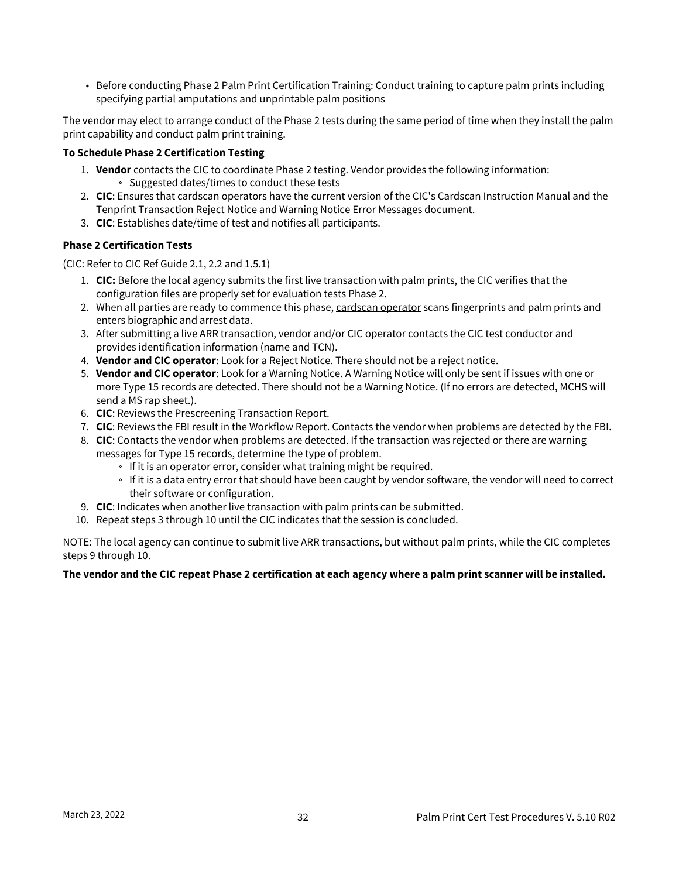- Before conducting Phase 2 Palm Print Certification Training: Conduct training to capture palm prints including specifying partial amputations and unprintable palm positions

The vendor may elect to arrange conduct of the Phase 2 tests during the same period of time when they install the palm print capability and conduct palm print training.

**To Schedule Phase 2 Certification Testing**

1. **Vendor** contacts the CIC to coordinate Phase 2 testing. Vendor provides the following information:
   - Suggested dates/times to conduct these tests
2. **CIC**: Ensures that cardscan operators have the current version of the CIC's Cardscan Instruction Manual and the Tenprint Transaction Reject Notice and Warning Notice Error Messages document.
3. **CIC**: Establishes date/time of test and notifies all participants.

**Phase 2 Certification Tests**

(CIC: Refer to CIC Ref Guide 2.1, 2.2 and 1.5.1)

1. **CIC:** Before the local agency submits the first live transaction with palm prints, the CIC verifies that the configuration files are properly set for evaluation tests Phase 2.
2. When all parties are ready to commence this phase, cardscan operator scans fingerprints and palm prints and enters biographic and arrest data.
3. After submitting a live ARR transaction, vendor and/or CIC operator contacts the CIC test conductor and provides identification information (name and TCN).
4. **Vendor and CIC operator**: Look for a Reject Notice. There should not be a reject notice.
5. **Vendor and CIC operator**: Look for a Warning Notice. A Warning Notice will only be sent if issues with one or more Type 15 records are detected. There should not be a Warning Notice. (If no errors are detected, MCHS will send a MS rap sheet.).
6. **CIC**: Reviews the Prescreening Transaction Report.
7. **CIC**: Reviews the FBI result in the Workflow Report. Contacts the vendor when problems are detected by the FBI.
8. **CIC**: Contacts the vendor when problems are detected. If the transaction was rejected or there are warning messages for Type 15 records, determine the type of problem.
   - If it is an operator error, consider what training might be required.
   - If it is a data entry error that should have been caught by vendor software, the vendor will need to correct their software or configuration.
9. **CIC**: Indicates when another live transaction with palm prints can be submitted.
10. Repeat steps 3 through 10 until the CIC indicates that the session is concluded.

NOTE: The local agency can continue to submit live ARR transactions, but without palm prints, while the CIC completes steps 9 through 10.

**The vendor and the CIC repeat Phase 2 certification at each agency where a palm print scanner will be installed.**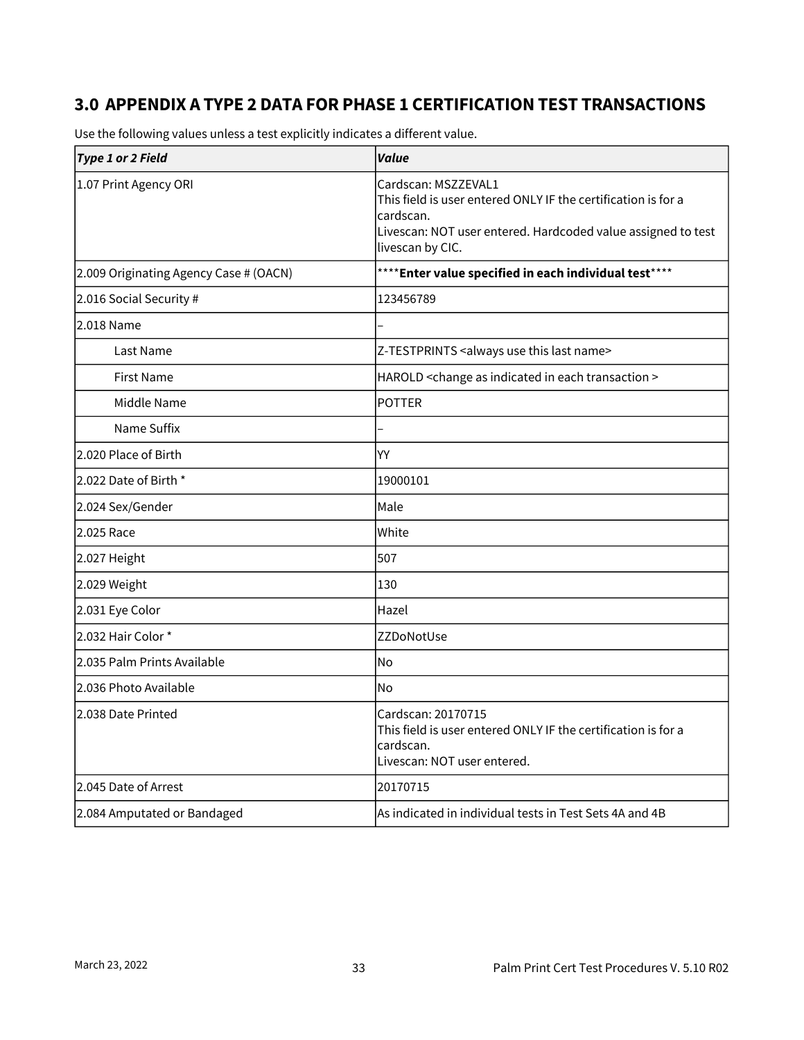# 3.0 APPENDIX A TYPE 2 DATA FOR PHASE 1 CERTIFICATION TEST TRANSACTIONS

Use the following values unless a test explicitly indicates a different value.

| *Type 1 or 2 Field* | *Value* |
|---|---|
| 1.07 Print Agency ORI | Cardscan: MSZZEVAL1<br>This field is user entered ONLY IF the certification is for a cardscan.<br>Livescan: NOT user entered. Hardcoded value assigned to test livescan by CIC. |
| 2.009 Originating Agency Case # (OACN) | ****Enter value specified in each individual test**** |
| 2.016 Social Security # | 123456789 |
| 2.018 Name | – |
| Last Name | Z-TESTPRINTS <always use this last name> |
| First Name | HAROLD <change as indicated in each transaction > |
| Middle Name | POTTER |
| Name Suffix | – |
| 2.020 Place of Birth | YY |
| 2.022 Date of Birth * | 19000101 |
| 2.024 Sex/Gender | Male |
| 2.025 Race | White |
| 2.027 Height | 507 |
| 2.029 Weight | 130 |
| 2.031 Eye Color | Hazel |
| 2.032 Hair Color * | ZZDoNotUse |
| 2.035 Palm Prints Available | No |
| 2.036 Photo Available | No |
| 2.038 Date Printed | Cardscan: 20170715<br>This field is user entered ONLY IF the certification is for a cardscan.<br>Livescan: NOT user entered. |
| 2.045 Date of Arrest | 20170715 |
| 2.084 Amputated or Bandaged | As indicated in individual tests in Test Sets 4A and 4B |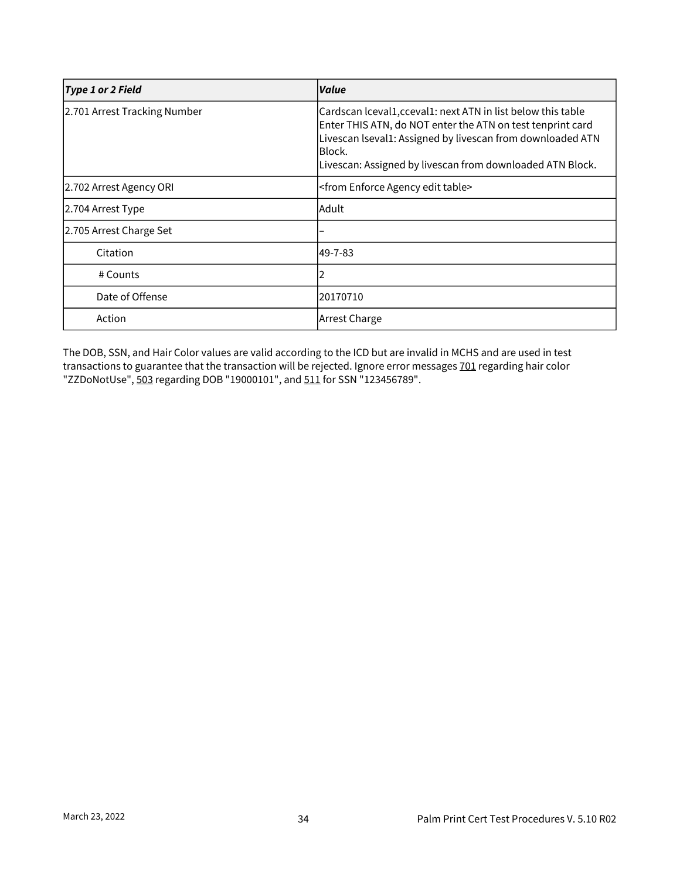| *Type 1 or 2 Field* | *Value* |
| --- | --- |
| 2.701 Arrest Tracking Number | Cardscan lceval1,cceval1: next ATN in list below this table<br>Enter THIS ATN, do NOT enter the ATN on test tenprint card<br>Livescan lseval1: Assigned by livescan from downloaded ATN Block.<br>Livescan: Assigned by livescan from downloaded ATN Block. |
| 2.702 Arrest Agency ORI | <from Enforce Agency edit table> |
| 2.704 Arrest Type | Adult |
| 2.705 Arrest Charge Set | – |
| Citation | 49-7-83 |
| # Counts | 2 |
| Date of Offense | 20170710 |
| Action | Arrest Charge |

The DOB, SSN, and Hair Color values are valid according to the ICD but are invalid in MCHS and are used in test transactions to guarantee that the transaction will be rejected. Ignore error messages 701 regarding hair color "ZZDoNotUse", 503 regarding DOB "19000101", and 511 for SSN "123456789".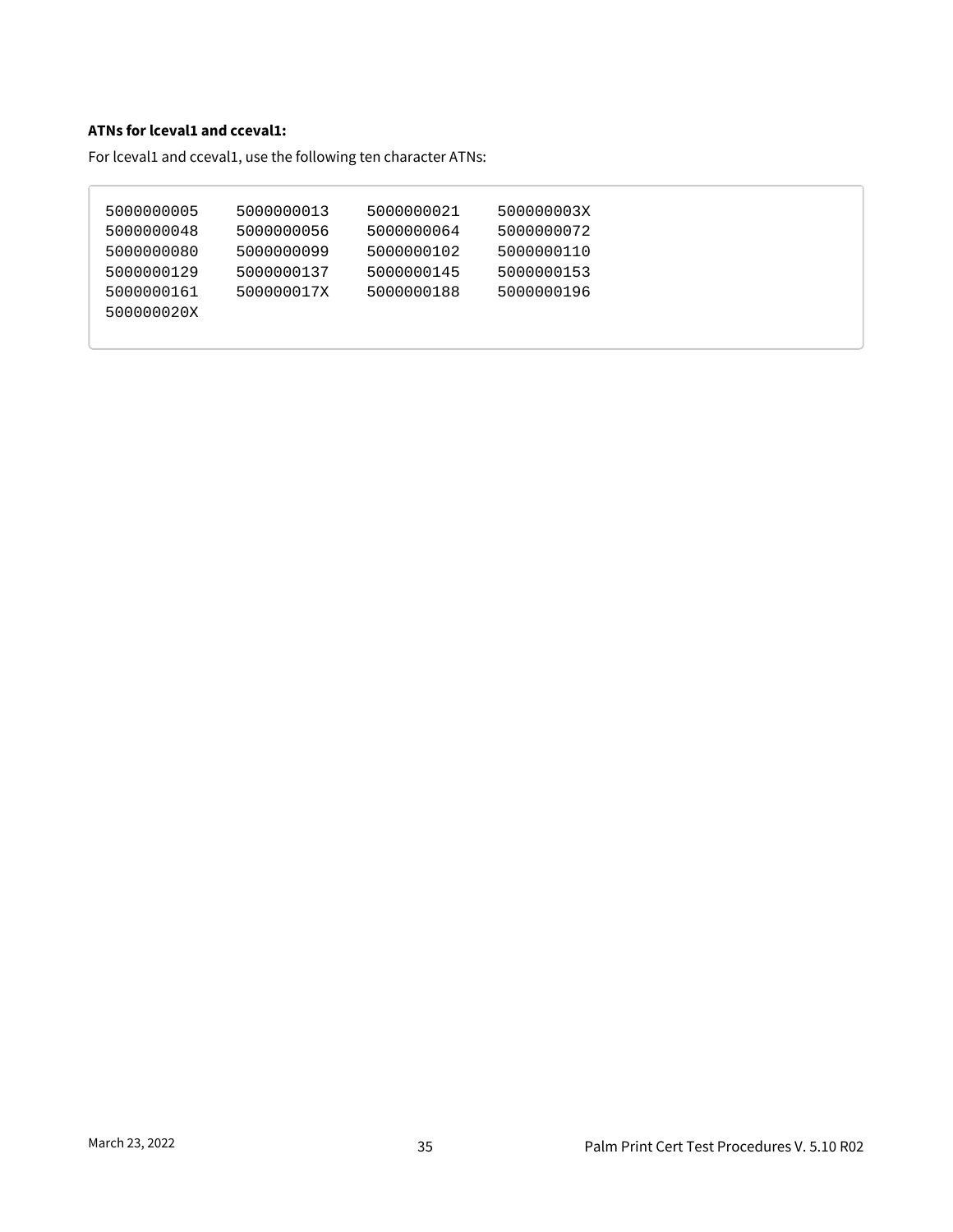**ATNs for lceval1 and cceval1:**

For lceval1 and cceval1, use the following ten character ATNs:

```
5000000005    5000000013    5000000021    500000003X
5000000048    5000000056    5000000064    5000000072
5000000080    5000000099    5000000102    5000000110
5000000129    5000000137    5000000145    5000000153
5000000161    500000017X    5000000188    5000000196
500000020X
```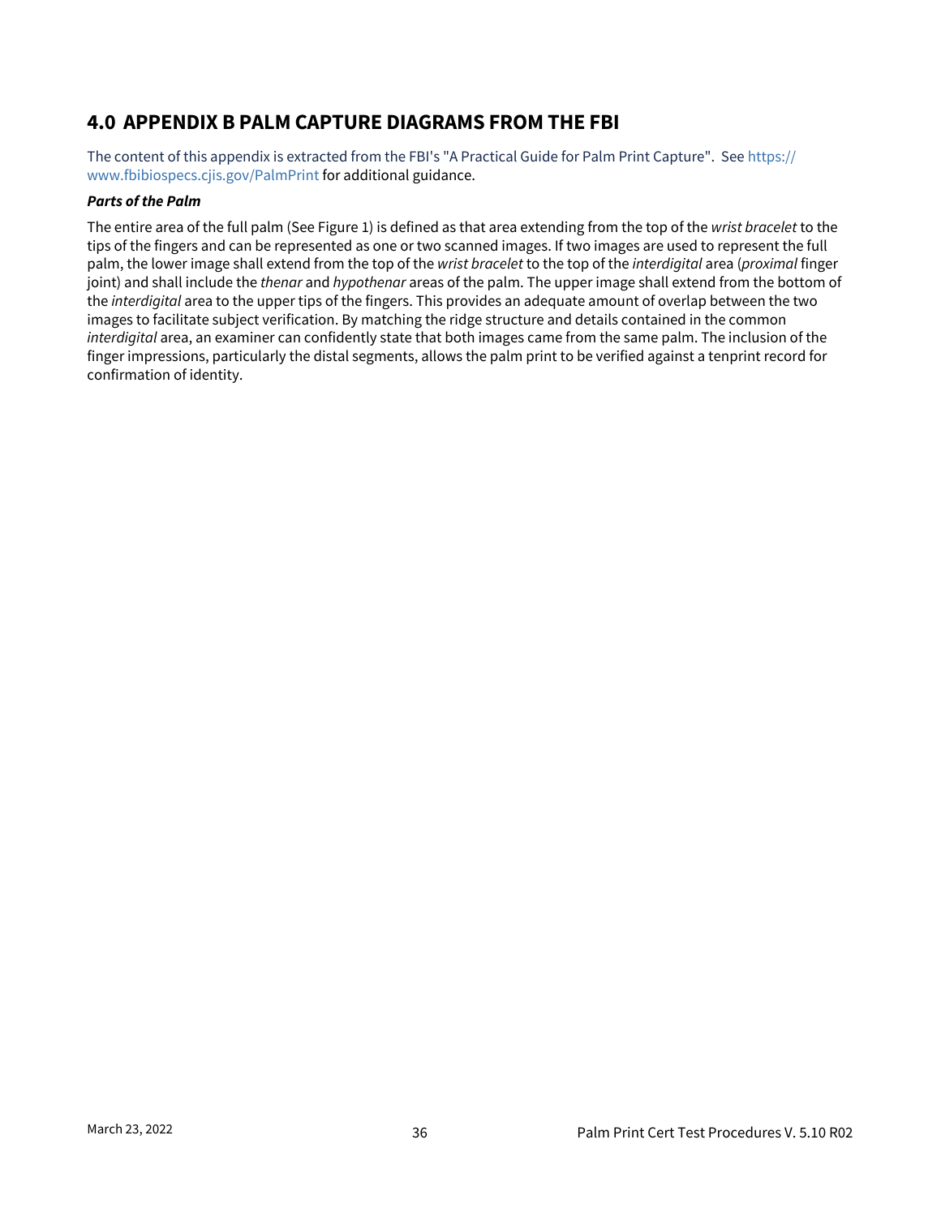# 4.0 APPENDIX B PALM CAPTURE DIAGRAMS FROM THE FBI

The content of this appendix is extracted from the FBI's "A Practical Guide for Palm Print Capture". See https://www.fbibiospecs.cjis.gov/PalmPrint for additional guidance.

***Parts of the Palm***

The entire area of the full palm (See Figure 1) is defined as that area extending from the top of the *wrist bracelet* to the tips of the fingers and can be represented as one or two scanned images. If two images are used to represent the full palm, the lower image shall extend from the top of the *wrist bracelet* to the top of the *interdigital* area (*proximal* finger joint) and shall include the *thenar* and *hypothenar* areas of the palm. The upper image shall extend from the bottom of the *interdigital* area to the upper tips of the fingers. This provides an adequate amount of overlap between the two images to facilitate subject verification. By matching the ridge structure and details contained in the common *interdigital* area, an examiner can confidently state that both images came from the same palm. The inclusion of the finger impressions, particularly the distal segments, allows the palm print to be verified against a tenprint record for confirmation of identity.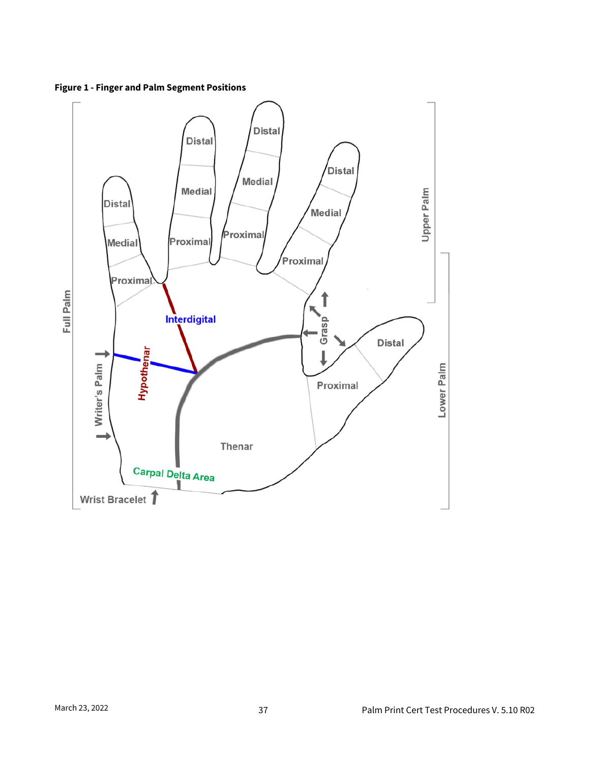**Figure 1 - Finger and Palm Segment Positions**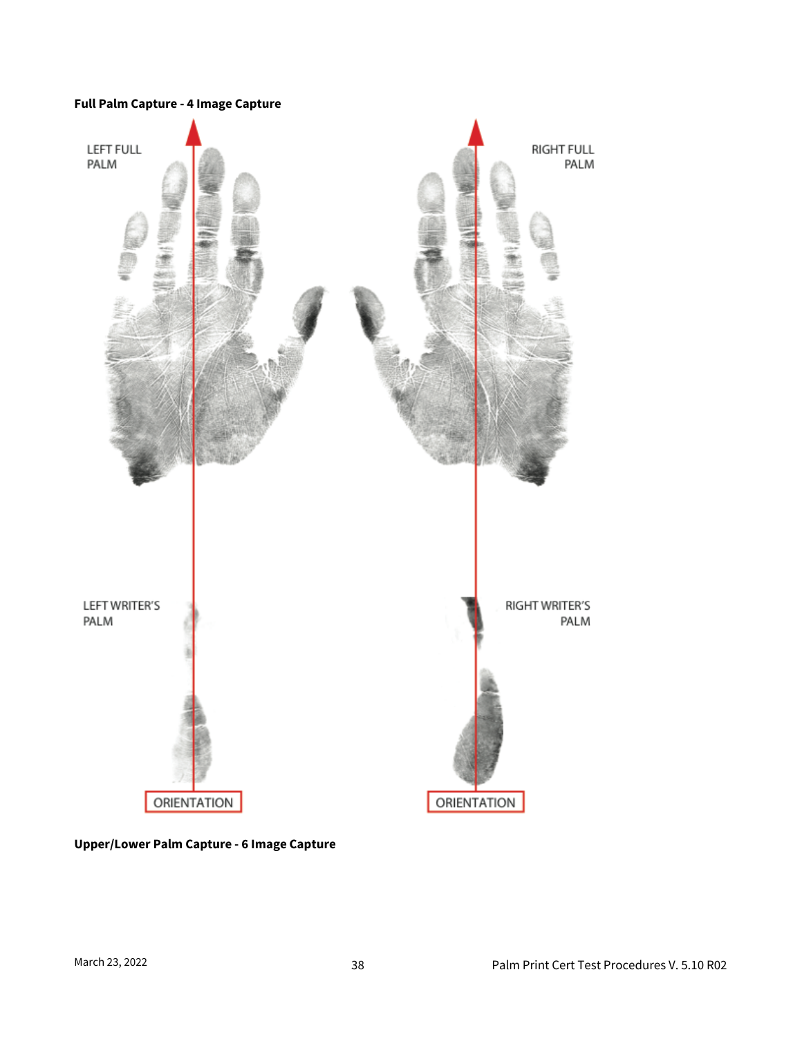**Full Palm Capture - 4 Image Capture**

LEFT FULL PALM

RIGHT FULL PALM

LEFT WRITER'S PALM

RIGHT WRITER'S PALM

ORIENTATION

ORIENTATION

**Upper/Lower Palm Capture - 6 Image Capture**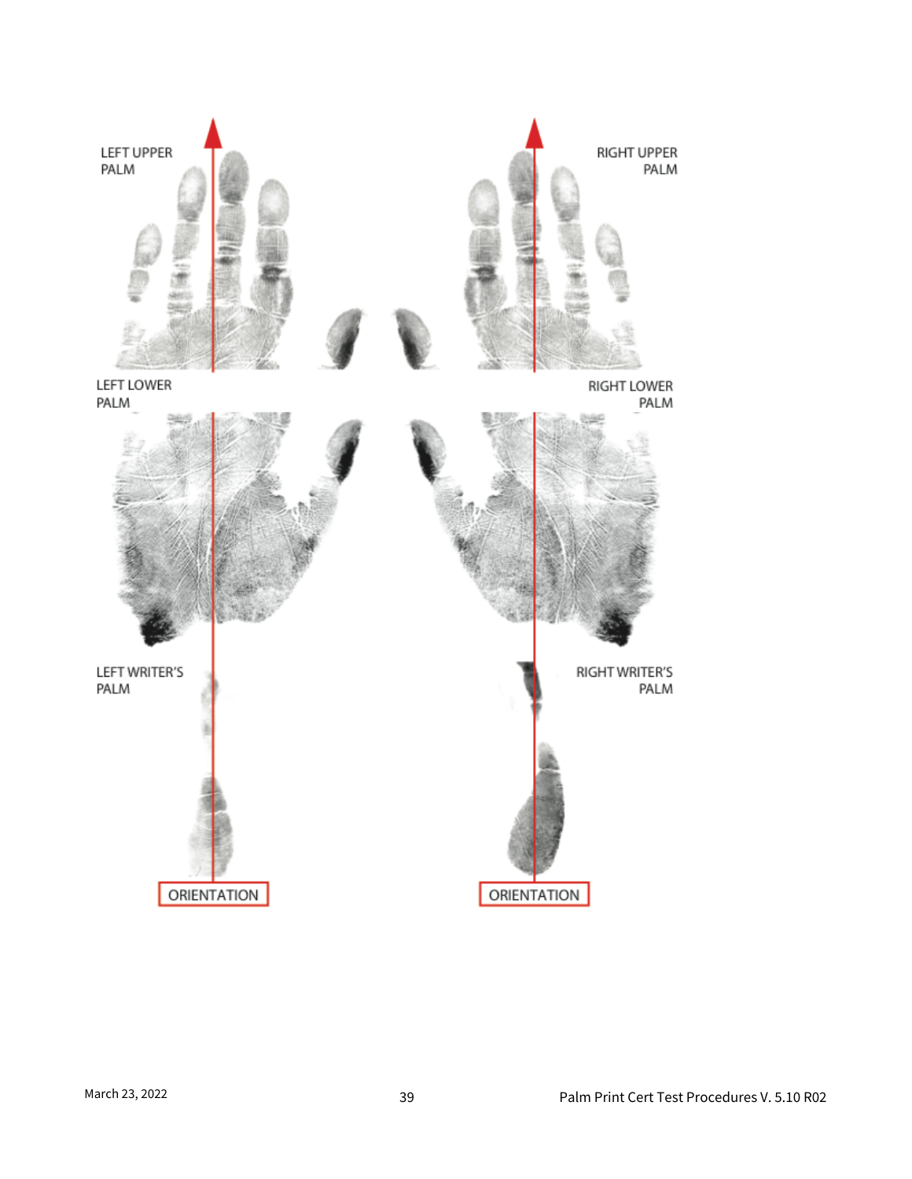LEFT UPPER
PALM

RIGHT UPPER
PALM

LEFT LOWER
PALM

RIGHT LOWER
PALM

LEFT WRITER'S
PALM

RIGHT WRITER'S
PALM

ORIENTATION

ORIENTATION